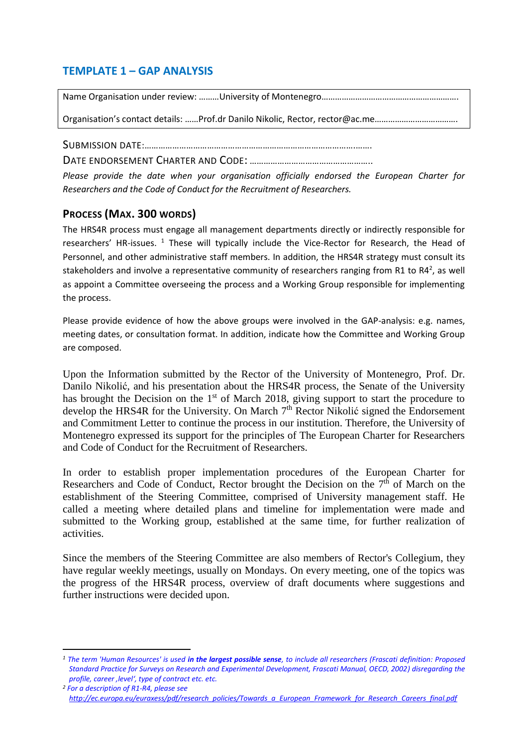## TEMPLATE 1 – GAP ANALYSIS

Name Organisation under review: ………University of Montenegro…………………………………………………….

Organisation's contact details: ……Prof.dr Danilo Nikolic, Rector, rector@ac.me……………………………….

SUBMISSION DATE:……………………………………………………………………………….

DATE ENDORSEMENT CHARTER AND CODE: …………………………………………..

*Please provide the date when your organisation officially endorsed the European Charter for Researchers and the Code of Conduct for the Recruitment of Researchers.*

### PROCESS (MAX. 300 WORDS)

The HRS4R process must engage all management departments directly or indirectly responsible for researchers' HR-issues. [1] These will typically include the Vice-Rector for Research, the Head of Personnel, and other administrative staff members. In addition, the HRS4R strategy must consult its stakeholders and involve a representative community of researchers ranging from R1 to R4[2], as well as appoint a Committee overseeing the process and a Working Group responsible for implementing the process.

Please provide evidence of how the above groups were involved in the GAP-analysis: e.g. names, meeting dates, or consultation format. In addition, indicate how the Committee and Working Group are composed.

Upon the Information submitted by the Rector of the University of Montenegro, Prof. Dr. Danilo Nikolić, and his presentation about the HRS4R process, the Senate of the University has brought the Decision on the 1st of March 2018, giving support to start the procedure to develop the HRS4R for the University. On March 7th Rector Nikolić signed the Endorsement and Commitment Letter to continue the process in our institution. Therefore, the University of Montenegro expressed its support for the principles of The European Charter for Researchers and Code of Conduct for the Recruitment of Researchers.

In order to establish proper implementation procedures of the European Charter for Researchers and Code of Conduct, Rector brought the Decision on the 7th of March on the establishment of the Steering Committee, comprised of University management staff. He called a meeting where detailed plans and timeline for implementation were made and submitted to the Working group, established at the same time, for further realization of activities.

Since the members of the Steering Committee are also members of Rector's Collegium, they have regular weekly meetings, usually on Mondays. On every meeting, one of the topics was the progress of the HRS4R process, overview of draft documents where suggestions and further instructions were decided upon.

---

*[1] The term 'Human Resources' is used **in the largest possible sense**, to include all researchers (Frascati definition: Proposed Standard Practice for Surveys on Research and Experimental Development, Frascati Manual, OECD, 2002) disregarding the profile, career ,level', type of contract etc. etc.*

*[2] For a description of R1-R4, please see* http://ec.europa.eu/euraxess/pdf/research_policies/Towards_a_European_Framework_for_Research_Careers_final.pdf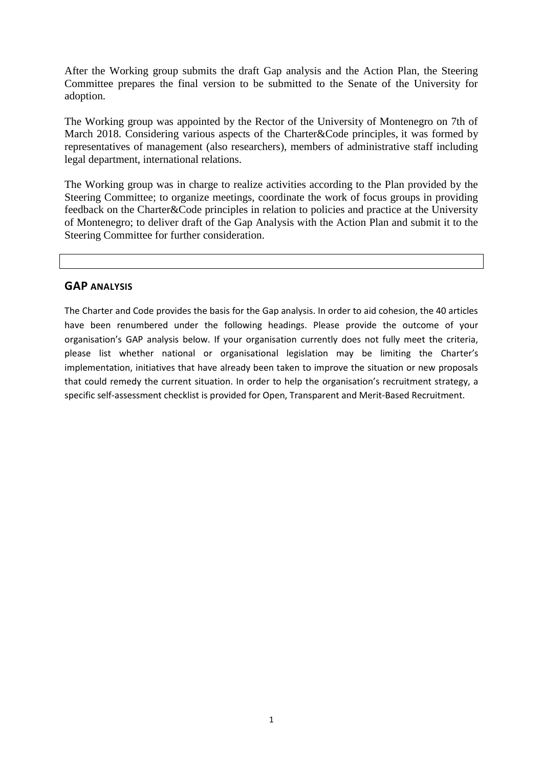After the Working group submits the draft Gap analysis and the Action Plan, the Steering Committee prepares the final version to be submitted to the Senate of the University for adoption.

The Working group was appointed by the Rector of the University of Montenegro on 7th of March 2018. Considering various aspects of the Charter&Code principles, it was formed by representatives of management (also researchers), members of administrative staff including legal department, international relations.

The Working group was in charge to realize activities according to the Plan provided by the Steering Committee; to organize meetings, coordinate the work of focus groups in providing feedback on the Charter&Code principles in relation to policies and practice at the University of Montenegro; to deliver draft of the Gap Analysis with the Action Plan and submit it to the Steering Committee for further consideration.

## GAP ANALYSIS

The Charter and Code provides the basis for the Gap analysis. In order to aid cohesion, the 40 articles have been renumbered under the following headings. Please provide the outcome of your organisation's GAP analysis below. If your organisation currently does not fully meet the criteria, please list whether national or organisational legislation may be limiting the Charter's implementation, initiatives that have already been taken to improve the situation or new proposals that could remedy the current situation. In order to help the organisation's recruitment strategy, a specific self-assessment checklist is provided for Open, Transparent and Merit-Based Recruitment.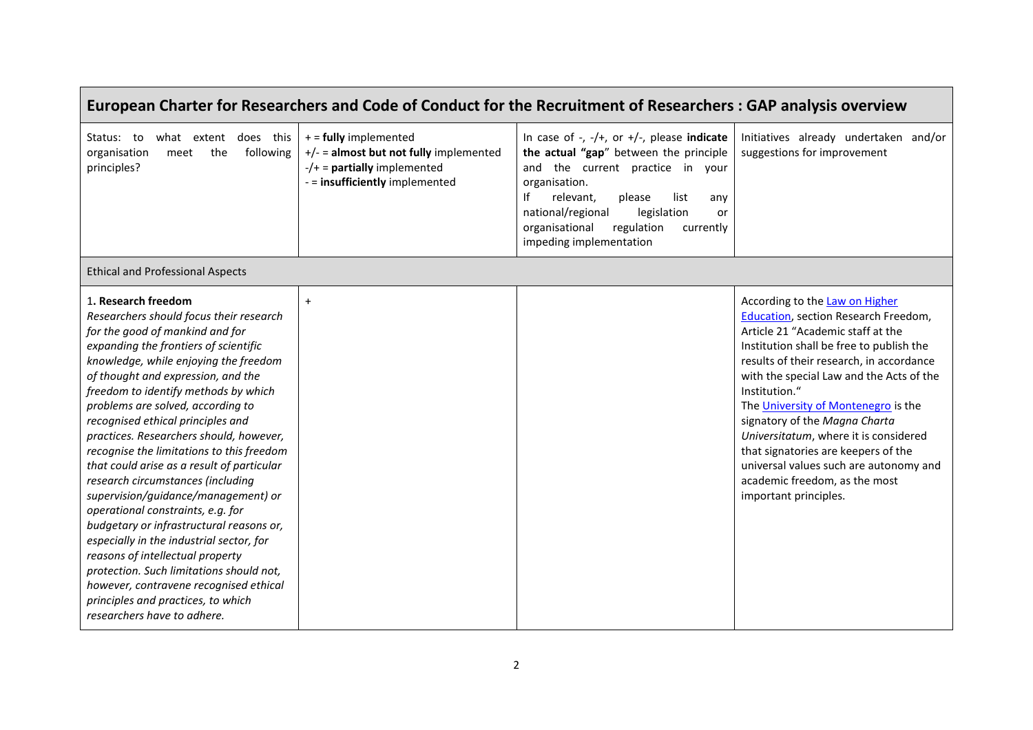| European Charter for Researchers and Code of Conduct for the Recruitment of Researchers : GAP analysis overview | | | |
|---|---|---|---|
| Status: to what extent does this organisation meet the following principles? | + = **fully** implemented<br>+/- = **almost but not fully** implemented<br>-/+ = **partially** implemented<br>- = **insufficiently** implemented | In case of -, -/+, or +/-, please **indicate the actual "gap"** between the principle and the current practice in your organisation.<br>If relevant, please list any national/regional legislation or organisational regulation currently impeding implementation | Initiatives already undertaken and/or suggestions for improvement |
| Ethical and Professional Aspects | | | |
| 1**. Research freedom**<br>*Researchers should focus their research for the good of mankind and for expanding the frontiers of scientific knowledge, while enjoying the freedom of thought and expression, and the freedom to identify methods by which problems are solved, according to recognised ethical principles and practices. Researchers should, however, recognise the limitations to this freedom that could arise as a result of particular research circumstances (including supervision/guidance/management) or operational constraints, e.g. for budgetary or infrastructural reasons or, especially in the industrial sector, for reasons of intellectual property protection. Such limitations should not, however, contravene recognised ethical principles and practices, to which researchers have to adhere.* | + | | According to the Law on Higher Education, section Research Freedom, Article 21 "Academic staff at the Institution shall be free to publish the results of their research, in accordance with the special Law and the Acts of the Institution."<br>The University of Montenegro is the signatory of the *Magna Charta Universitatum*, where it is considered that signatories are keepers of the universal values such are autonomy and academic freedom, as the most important principles. |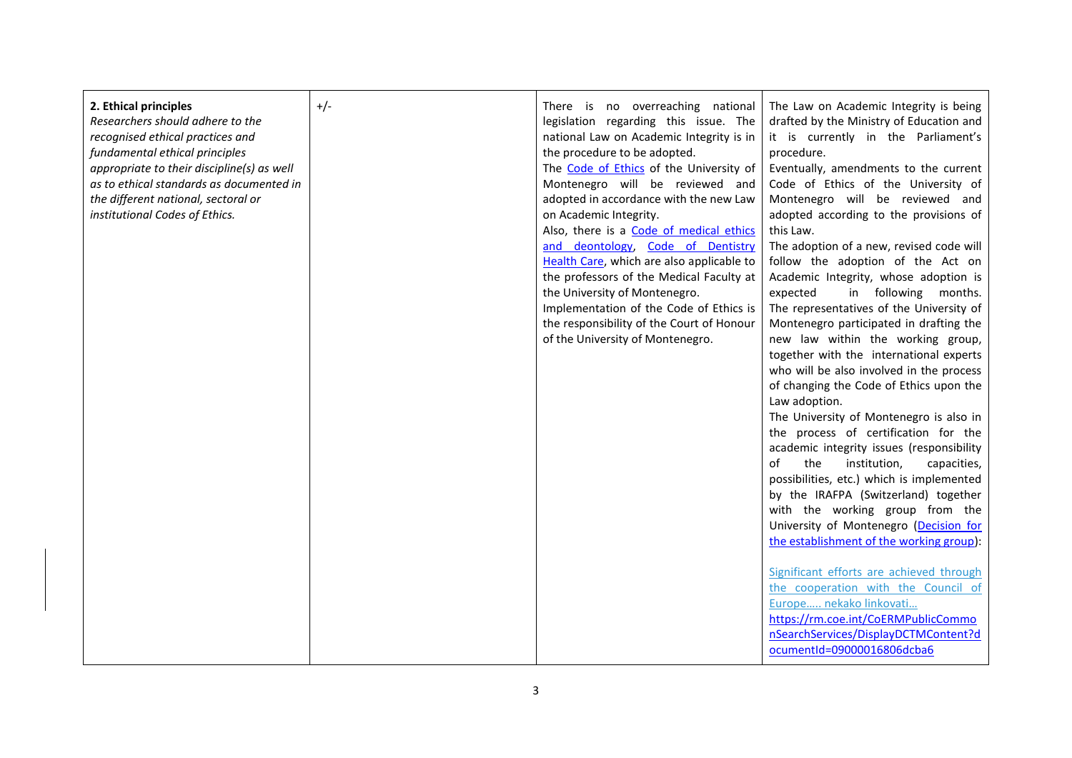| **2. Ethical principles** *Researchers should adhere to the recognised ethical practices and fundamental ethical principles appropriate to their discipline(s) as well as to ethical standards as documented in the different national, sectoral or institutional Codes of Ethics.* | +/- | There is no overreaching national legislation regarding this issue. The national Law on Academic Integrity is in the procedure to be adopted.<br>The Code of Ethics of the University of Montenegro will be reviewed and adopted in accordance with the new Law on Academic Integrity.<br>Also, there is a Code of medical ethics and deontology, Code of Dentistry Health Care, which are also applicable to the professors of the Medical Faculty at the University of Montenegro.<br>Implementation of the Code of Ethics is the responsibility of the Court of Honour of the University of Montenegro. | The Law on Academic Integrity is being drafted by the Ministry of Education and it is currently in the Parliament's procedure.<br>Eventually, amendments to the current Code of Ethics of the University of Montenegro will be reviewed and adopted according to the provisions of this Law.<br>The adoption of a new, revised code will follow the adoption of the Act on Academic Integrity, whose adoption is expected in following months. The representatives of the University of Montenegro participated in drafting the new law within the working group, together with the international experts who will be also involved in the process of changing the Code of Ethics upon the Law adoption.<br>The University of Montenegro is also in the process of certification for the academic integrity issues (responsibility of the institution, capacities, possibilities, etc.) which is implemented by the IRAFPA (Switzerland) together with the working group from the University of Montenegro (Decision for the establishment of the working group):<br><br>Significant efforts are achieved through the cooperation with the Council of Europe….. nekako linkovati…<br>https://rm.coe.int/CoERMPublicCommonSearchServices/DisplayDCTMContent?documentId=09000016806dcba6 |
|---|---|---|---|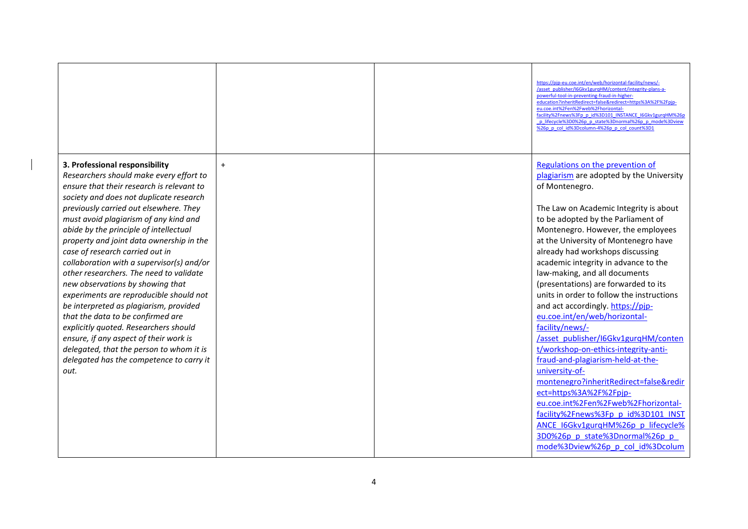| | | | |
|---|---|---|---|
| | | | https://pjp-eu.coe.int/en/web/horizontal-facility/news/-/asset_publisher/I6Gkv1gurqHM/content/integrity-plans-a-powerful-tool-in-preventing-fraud-in-higher-education?inheritRedirect=false&redirect=https%3A%2F%2Fpjp-eu.coe.int%2Fen%2Fweb%2Fhorizontal-facility%2Fnews%3Fp_p_id%3D101_INSTANCE_I6Gkv1gurqHM%26p_p_lifecycle%3D0%26p_p_state%3Dnormal%26p_p_mode%3Dview%26p_p_col_id%3Dcolumn-4%26p_p_col_count%3D1 |
| **3. Professional responsibility** *Researchers should make every effort to ensure that their research is relevant to society and does not duplicate research previously carried out elsewhere. They must avoid plagiarism of any kind and abide by the principle of intellectual property and joint data ownership in the case of research carried out in collaboration with a supervisor(s) and/or other researchers. The need to validate new observations by showing that experiments are reproducible should not be interpreted as plagiarism, provided that the data to be confirmed are explicitly quoted. Researchers should ensure, if any aspect of their work is delegated, that the person to whom it is delegated has the competence to carry it out.* | + | | Regulations on the prevention of plagiarism are adopted by the University of Montenegro.<br><br>The Law on Academic Integrity is about to be adopted by the Parliament of Montenegro. However, the employees at the University of Montenegro have already had workshops discussing academic integrity in advance to the law-making, and all documents (presentations) are forwarded to its units in order to follow the instructions and act accordingly. https://pjp-eu.coe.int/en/web/horizontal-facility/news/-/asset_publisher/I6Gkv1gurqHM/content/workshop-on-ethics-integrity-anti-fraud-and-plagiarism-held-at-the-university-of-montenegro?inheritRedirect=false&redirect=https%3A%2F%2Fpjp-eu.coe.int%2Fen%2Fweb%2Fhorizontal-facility%2Fnews%3Fp_p_id%3D101_INSTANCE_I6Gkv1gurqHM%26p_p_lifecycle%3D0%26p_p_state%3Dnormal%26p_p_mode%3Dview%26p_p_col_id%3Dcolum |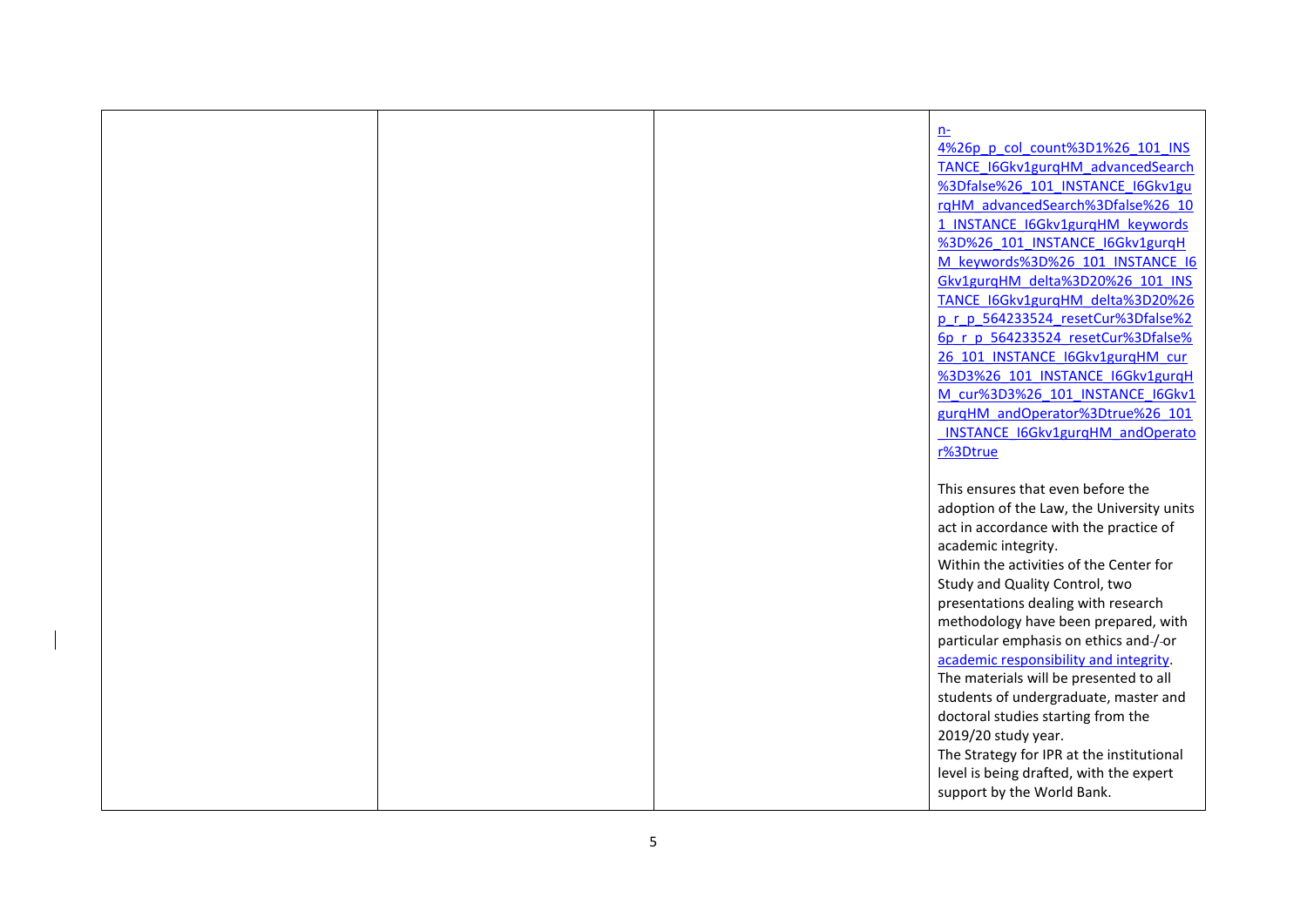| | | | |
|---|---|---|---|
| | | | n-4%26p_p_col_count%3D1%26_101_INSTANCE_I6Gkv1gurqHM_advancedSearch%3Dfalse%26_101_INSTANCE_I6Gkv1gurqHM_advancedSearch%3Dfalse%26_101_INSTANCE_I6Gkv1gurqHM_keywords%3D%26_101_INSTANCE_I6Gkv1gurqHM_keywords%3D%26_101_INSTANCE_I6Gkv1gurqHM_delta%3D20%26_101_INSTANCE_I6Gkv1gurqHM_delta%3D20%26p_r_p_564233524_resetCur%3Dfalse%26p_r_p_564233524_resetCur%3Dfalse%26_101_INSTANCE_I6Gkv1gurqHM_cur%3D3%26_101_INSTANCE_I6Gkv1gurqHM_cur%3D3%26_101_INSTANCE_I6Gkv1gurqHM_andOperator%3Dtrue%26_101_INSTANCE_I6Gkv1gurqHM_andOperator%3Dtrue<br><br>This ensures that even before the adoption of the Law, the University units act in accordance with the practice of academic integrity.<br>Within the activities of the Center for Study and Quality Control, two presentations dealing with research methodology have been prepared, with particular emphasis on ethics and-/-or academic responsibility and integrity.<br>The materials will be presented to all students of undergraduate, master and doctoral studies starting from the 2019/20 study year.<br>The Strategy for IPR at the institutional level is being drafted, with the expert support by the World Bank. |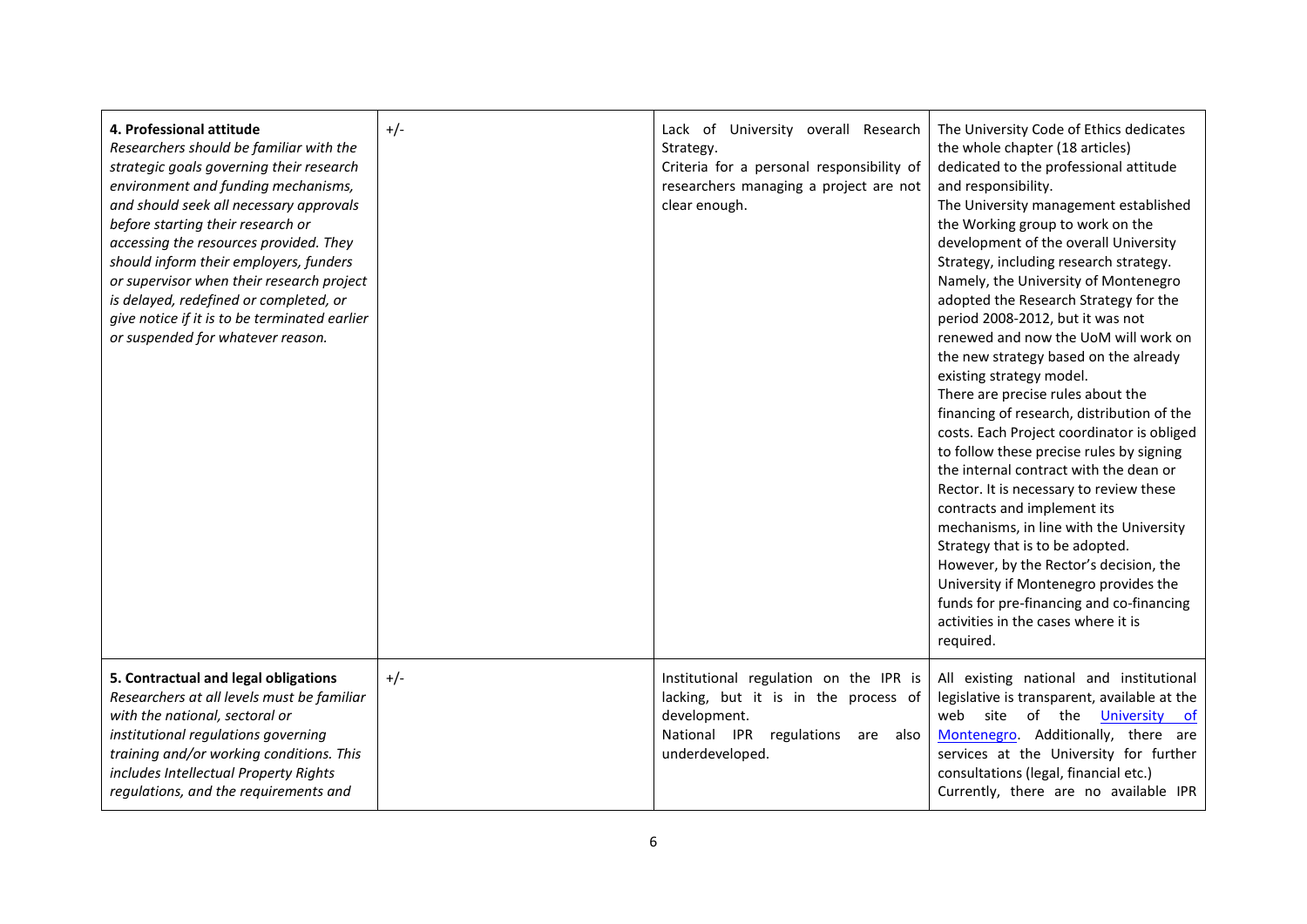| | | | |
|---|---|---|---|
| **4. Professional attitude** *Researchers should be familiar with the strategic goals governing their research environment and funding mechanisms, and should seek all necessary approvals before starting their research or accessing the resources provided. They should inform their employers, funders or supervisor when their research project is delayed, redefined or completed, or give notice if it is to be terminated earlier or suspended for whatever reason.* | +/- | Lack of University overall Research Strategy.<br>Criteria for a personal responsibility of researchers managing a project are not clear enough. | The University Code of Ethics dedicates the whole chapter (18 articles) dedicated to the professional attitude and responsibility.<br>The University management established the Working group to work on the development of the overall University Strategy, including research strategy. Namely, the University of Montenegro adopted the Research Strategy for the period 2008-2012, but it was not renewed and now the UoM will work on the new strategy based on the already existing strategy model.<br>There are precise rules about the financing of research, distribution of the costs. Each Project coordinator is obliged to follow these precise rules by signing the internal contract with the dean or Rector. It is necessary to review these contracts and implement its mechanisms, in line with the University Strategy that is to be adopted.<br>However, by the Rector's decision, the University if Montenegro provides the funds for pre-financing and co-financing activities in the cases where it is required. |
| **5. Contractual and legal obligations** *Researchers at all levels must be familiar with the national, sectoral or institutional regulations governing training and/or working conditions. This includes Intellectual Property Rights regulations, and the requirements and* | +/- | Institutional regulation on the IPR is lacking, but it is in the process of development.<br>National IPR regulations are also underdeveloped. | All existing national and institutional legislative is transparent, available at the web site of the University of Montenegro. Additionally, there are services at the University for further consultations (legal, financial etc.)<br>Currently, there are no available IPR |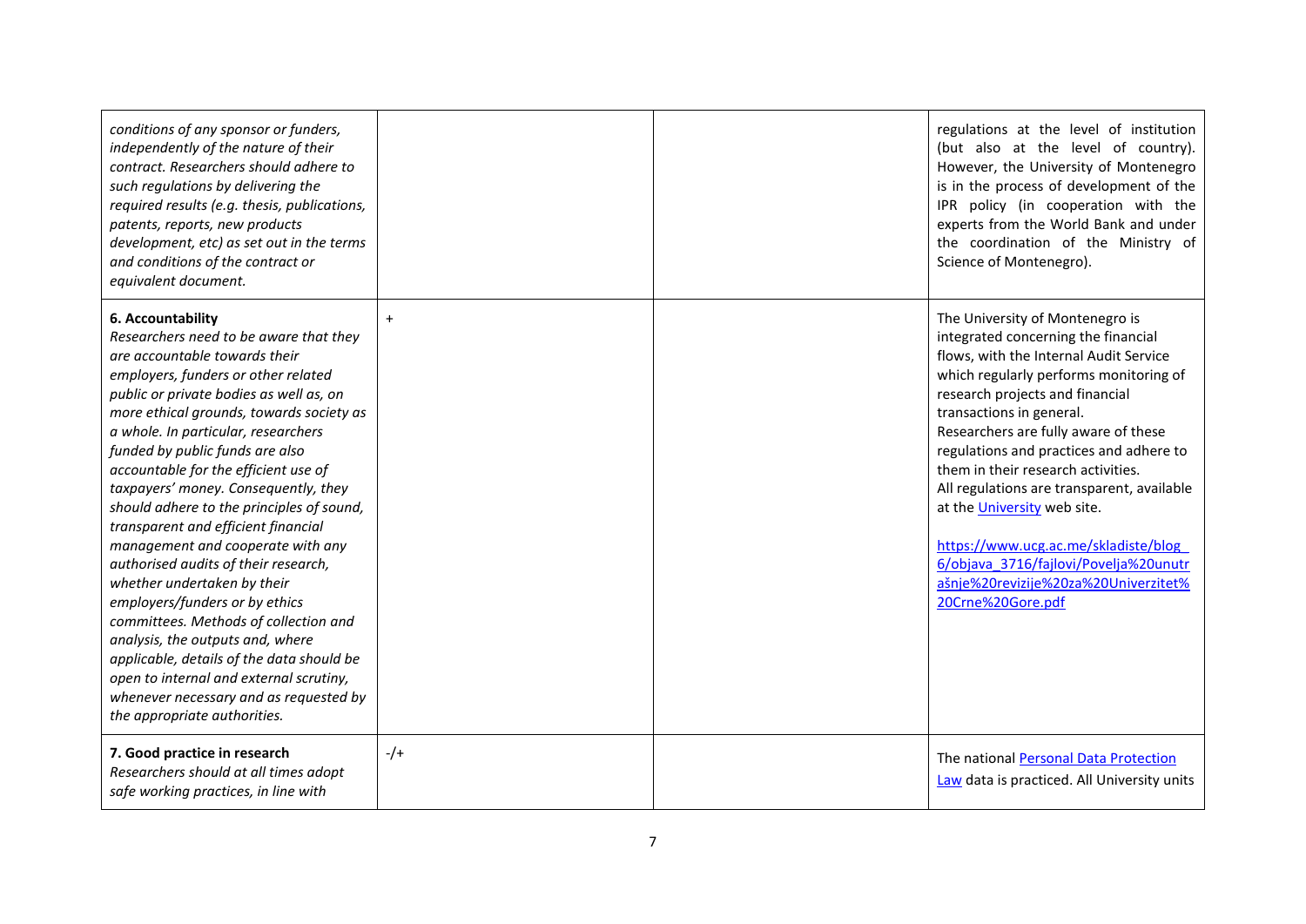| | | | |
|---|---|---|---|
| *conditions of any sponsor or funders, independently of the nature of their contract. Researchers should adhere to such regulations by delivering the required results (e.g. thesis, publications, patents, reports, new products development, etc) as set out in the terms and conditions of the contract or equivalent document.* | | | regulations at the level of institution (but also at the level of country). However, the University of Montenegro is in the process of development of the IPR policy (in cooperation with the experts from the World Bank and under the coordination of the Ministry of Science of Montenegro). |
| **6. Accountability** *Researchers need to be aware that they are accountable towards their employers, funders or other related public or private bodies as well as, on more ethical grounds, towards society as a whole. In particular, researchers funded by public funds are also accountable for the efficient use of taxpayers' money. Consequently, they should adhere to the principles of sound, transparent and efficient financial management and cooperate with any authorised audits of their research, whether undertaken by their employers/funders or by ethics committees. Methods of collection and analysis, the outputs and, where applicable, details of the data should be open to internal and external scrutiny, whenever necessary and as requested by the appropriate authorities.* | + | | The University of Montenegro is integrated concerning the financial flows, with the Internal Audit Service which regularly performs monitoring of research projects and financial transactions in general. Researchers are fully aware of these regulations and practices and adhere to them in their research activities. All regulations are transparent, available at the University web site. https://www.ucg.ac.me/skladiste/blog_6/objava_3716/fajlovi/Povelja%20unutrašnje%20revizije%20za%20Univerzitet%20Crne%20Gore.pdf |
| **7. Good practice in research** *Researchers should at all times adopt safe working practices, in line with* | -/+ | | The national Personal Data Protection Law data is practiced. All University units |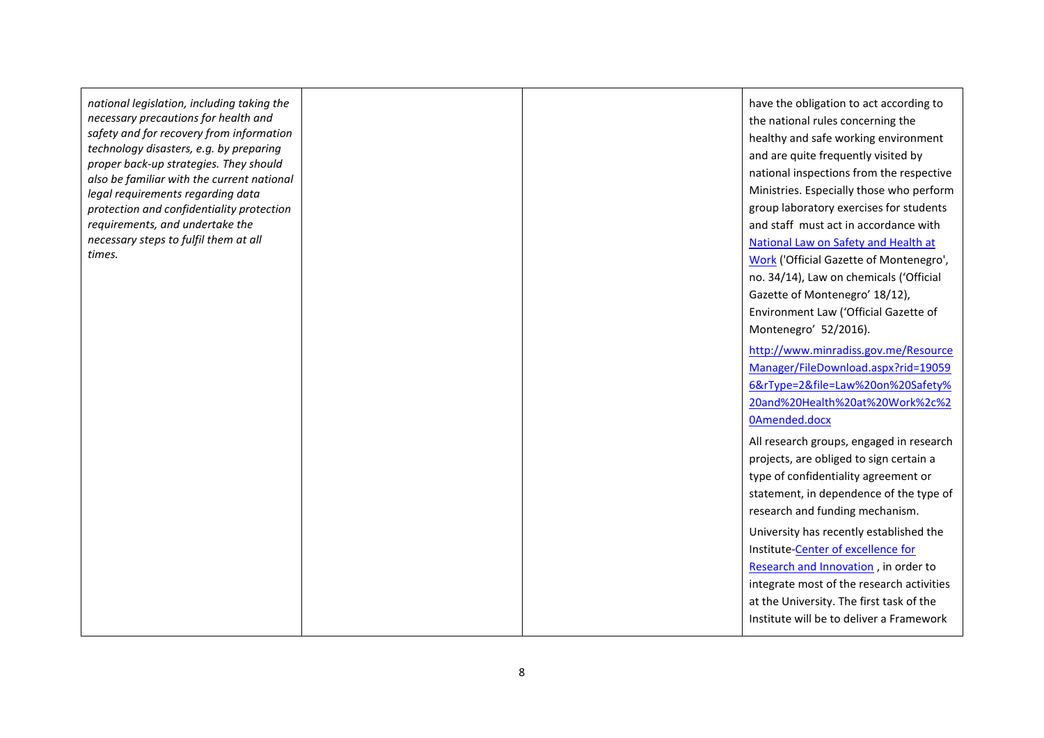| | | | |
|---|---|---|---|
| *national legislation, including taking the necessary precautions for health and safety and for recovery from information technology disasters, e.g. by preparing proper back-up strategies. They should also be familiar with the current national legal requirements regarding data protection and confidentiality protection requirements, and undertake the necessary steps to fulfil them at all times.* | | | have the obligation to act according to the national rules concerning the healthy and safe working environment and are quite frequently visited by national inspections from the respective Ministries. Especially those who perform group laboratory exercises for students and staff must act in accordance with National Law on Safety and Health at Work ('Official Gazette of Montenegro', no. 34/14), Law on chemicals ('Official Gazette of Montenegro' 18/12), Environment Law ('Official Gazette of Montenegro' 52/2016).<br><br>http://www.minradiss.gov.me/ResourceManager/FileDownload.aspx?rid=190596&rType=2&file=Law%20on%20Safety%20and%20Health%20at%20Work%2c%20Amended.docx<br><br>All research groups, engaged in research projects, are obliged to sign certain a type of confidentiality agreement or statement, in dependence of the type of research and funding mechanism.<br><br>University has recently established the Institute-Center of excellence for Research and Innovation , in order to integrate most of the research activities at the University. The first task of the Institute will be to deliver a Framework |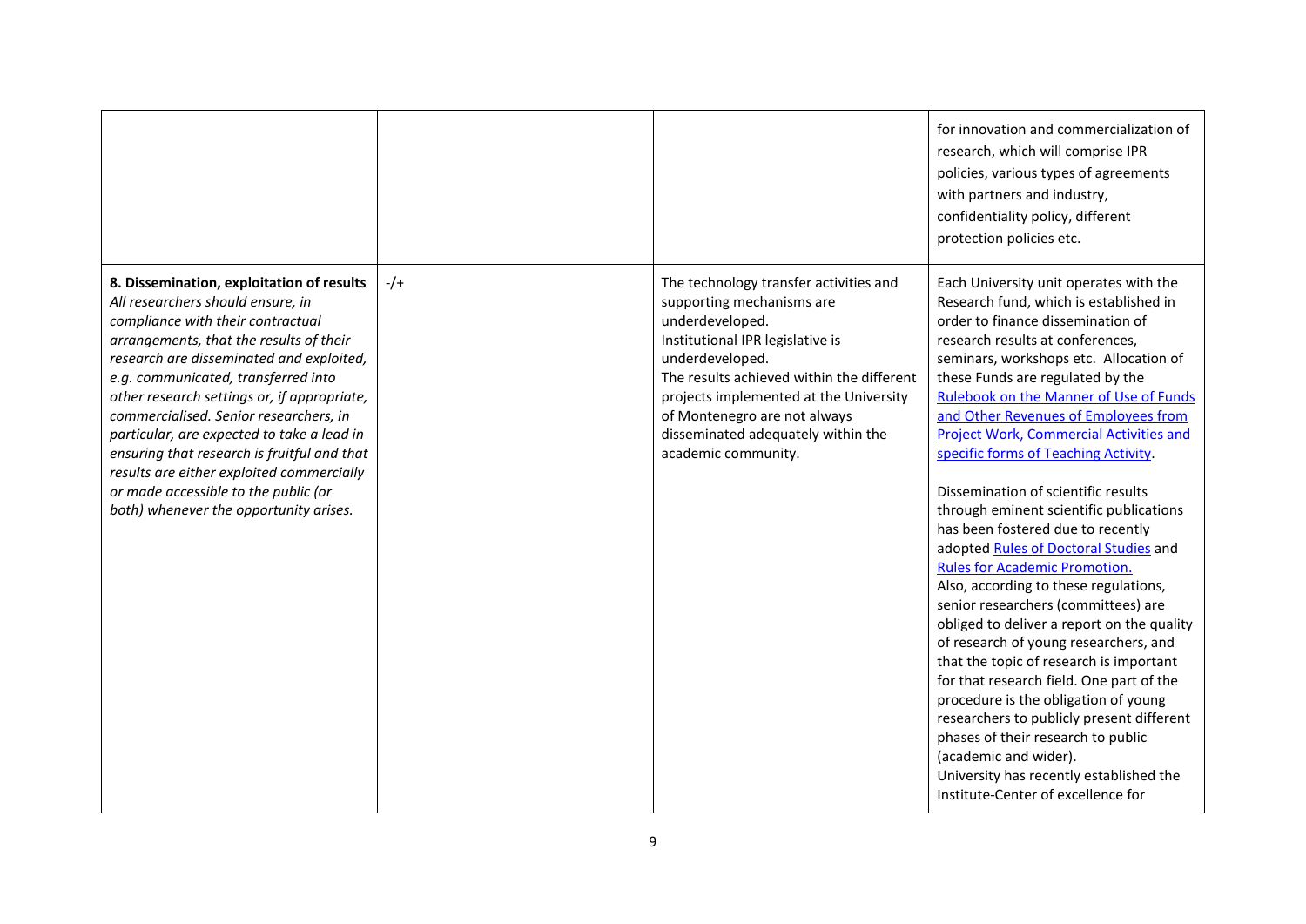| | | | |
|---|---|---|---|
| | | | for innovation and commercialization of research, which will comprise IPR policies, various types of agreements with partners and industry, confidentiality policy, different protection policies etc. |
| **8. Dissemination, exploitation of results**<br>*All researchers should ensure, in compliance with their contractual arrangements, that the results of their research are disseminated and exploited, e.g. communicated, transferred into other research settings or, if appropriate, commercialised. Senior researchers, in particular, are expected to take a lead in ensuring that research is fruitful and that results are either exploited commercially or made accessible to the public (or both) whenever the opportunity arises.* | -/+ | The technology transfer activities and supporting mechanisms are underdeveloped.<br>Institutional IPR legislative is underdeveloped.<br>The results achieved within the different projects implemented at the University of Montenegro are not always disseminated adequately within the academic community. | Each University unit operates with the Research fund, which is established in order to finance dissemination of research results at conferences, seminars, workshops etc. Allocation of these Funds are regulated by the Rulebook on the Manner of Use of Funds and Other Revenues of Employees from Project Work, Commercial Activities and specific forms of Teaching Activity.<br><br>Dissemination of scientific results through eminent scientific publications has been fostered due to recently adopted Rules of Doctoral Studies and Rules for Academic Promotion.<br>Also, according to these regulations, senior researchers (committees) are obliged to deliver a report on the quality of research of young researchers, and that the topic of research is important for that research field. One part of the procedure is the obligation of young researchers to publicly present different phases of their research to public (academic and wider).<br>University has recently established the Institute-Center of excellence for |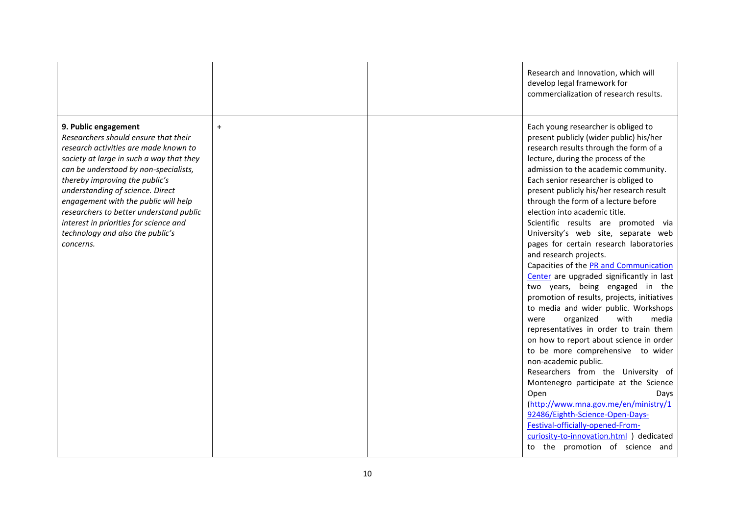| | | | |
|---|---|---|---|
| | | | Research and Innovation, which will develop legal framework for commercialization of research results. |
| **9. Public engagement** *Researchers should ensure that their research activities are made known to society at large in such a way that they can be understood by non-specialists, thereby improving the public's understanding of science. Direct engagement with the public will help researchers to better understand public interest in priorities for science and technology and also the public's concerns.* | + | | Each young researcher is obliged to present publicly (wider public) his/her research results through the form of a lecture, during the process of the admission to the academic community. Each senior researcher is obliged to present publicly his/her research result through the form of a lecture before election into academic title. Scientific results are promoted via University's web site, separate web pages for certain research laboratories and research projects. Capacities of the [PR and Communication Center] are upgraded significantly in last two years, being engaged in the promotion of results, projects, initiatives to media and wider public. Workshops were organized with media representatives in order to train them on how to report about science in order to be more comprehensive to wider non-academic public. Researchers from the University of Montenegro participate at the Science Open Days (http://www.mna.gov.me/en/ministry/192486/Eighth-Science-Open-Days-Festival-officially-opened-From-curiosity-to-innovation.html ) dedicated to the promotion of science and |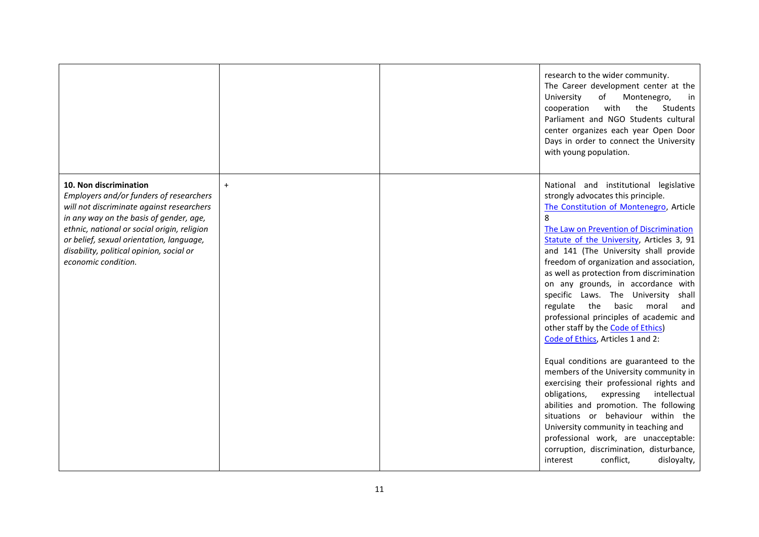| | | | |
|---|---|---|---|
| | | | research to the wider community.<br>The Career development center at the University of Montenegro, in cooperation with the Students Parliament and NGO Students cultural center organizes each year Open Door Days in order to connect the University with young population. |
| **10. Non discrimination**<br>*Employers and/or funders of researchers will not discriminate against researchers in any way on the basis of gender, age, ethnic, national or social origin, religion or belief, sexual orientation, language, disability, political opinion, social or economic condition.* | + | | National and institutional legislative strongly advocates this principle.<br>The Constitution of Montenegro, Article 8<br>The Law on Prevention of Discrimination<br>Statute of the University, Articles 3, 91 and 141 (The University shall provide freedom of organization and association, as well as protection from discrimination on any grounds, in accordance with specific Laws. The University shall regulate the basic moral and professional principles of academic and other staff by the Code of Ethics)<br>Code of Ethics, Articles 1 and 2:<br><br>Equal conditions are guaranteed to the members of the University community in exercising their professional rights and obligations, expressing intellectual abilities and promotion. The following situations or behaviour within the University community in teaching and professional work, are unacceptable: corruption, discrimination, disturbance, interest conflict, disloyalty, |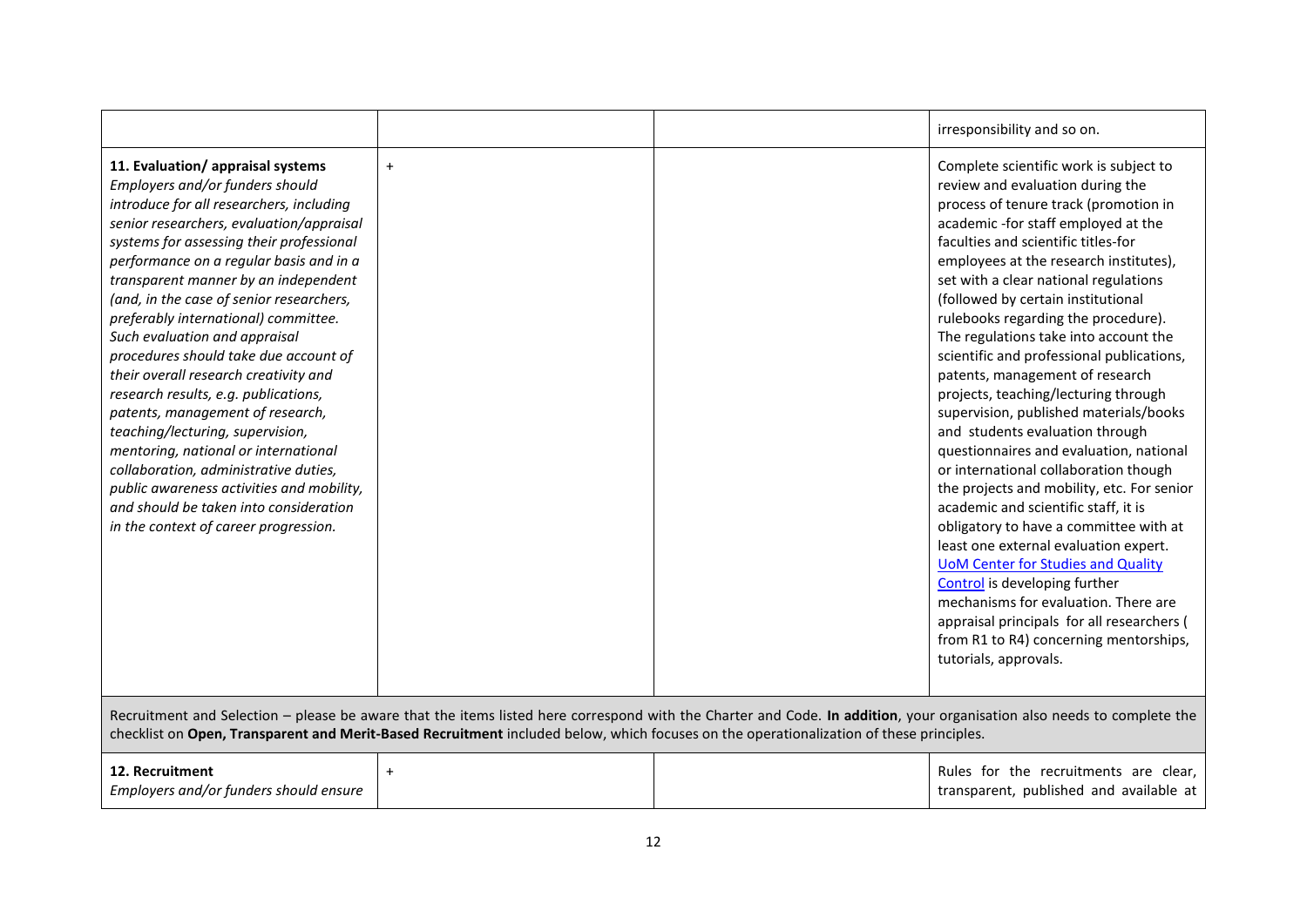| | | | |
|---|---|---|---|
| | | | irresponsibility and so on. |
| **11. Evaluation/ appraisal systems** *Employers and/or funders should introduce for all researchers, including senior researchers, evaluation/appraisal systems for assessing their professional performance on a regular basis and in a transparent manner by an independent (and, in the case of senior researchers, preferably international) committee. Such evaluation and appraisal procedures should take due account of their overall research creativity and research results, e.g. publications, patents, management of research, teaching/lecturing, supervision, mentoring, national or international collaboration, administrative duties, public awareness activities and mobility, and should be taken into consideration in the context of career progression.* | + | | Complete scientific work is subject to review and evaluation during the process of tenure track (promotion in academic -for staff employed at the faculties and scientific titles-for employees at the research institutes), set with a clear national regulations (followed by certain institutional rulebooks regarding the procedure). The regulations take into account the scientific and professional publications, patents, management of research projects, teaching/lecturing through supervision, published materials/books and students evaluation through questionnaires and evaluation, national or international collaboration though the projects and mobility, etc. For senior academic and scientific staff, it is obligatory to have a committee with at least one external evaluation expert. UoM Center for Studies and Quality Control is developing further mechanisms for evaluation. There are appraisal principals for all researchers ( from R1 to R4) concerning mentorships, tutorials, approvals. |
| Recruitment and Selection – please be aware that the items listed here correspond with the Charter and Code. **In addition**, your organisation also needs to complete the checklist on **Open, Transparent and Merit-Based Recruitment** included below, which focuses on the operationalization of these principles. | | | |
| **12. Recruitment** *Employers and/or funders should ensure* | + | | Rules for the recruitments are clear, transparent, published and available at |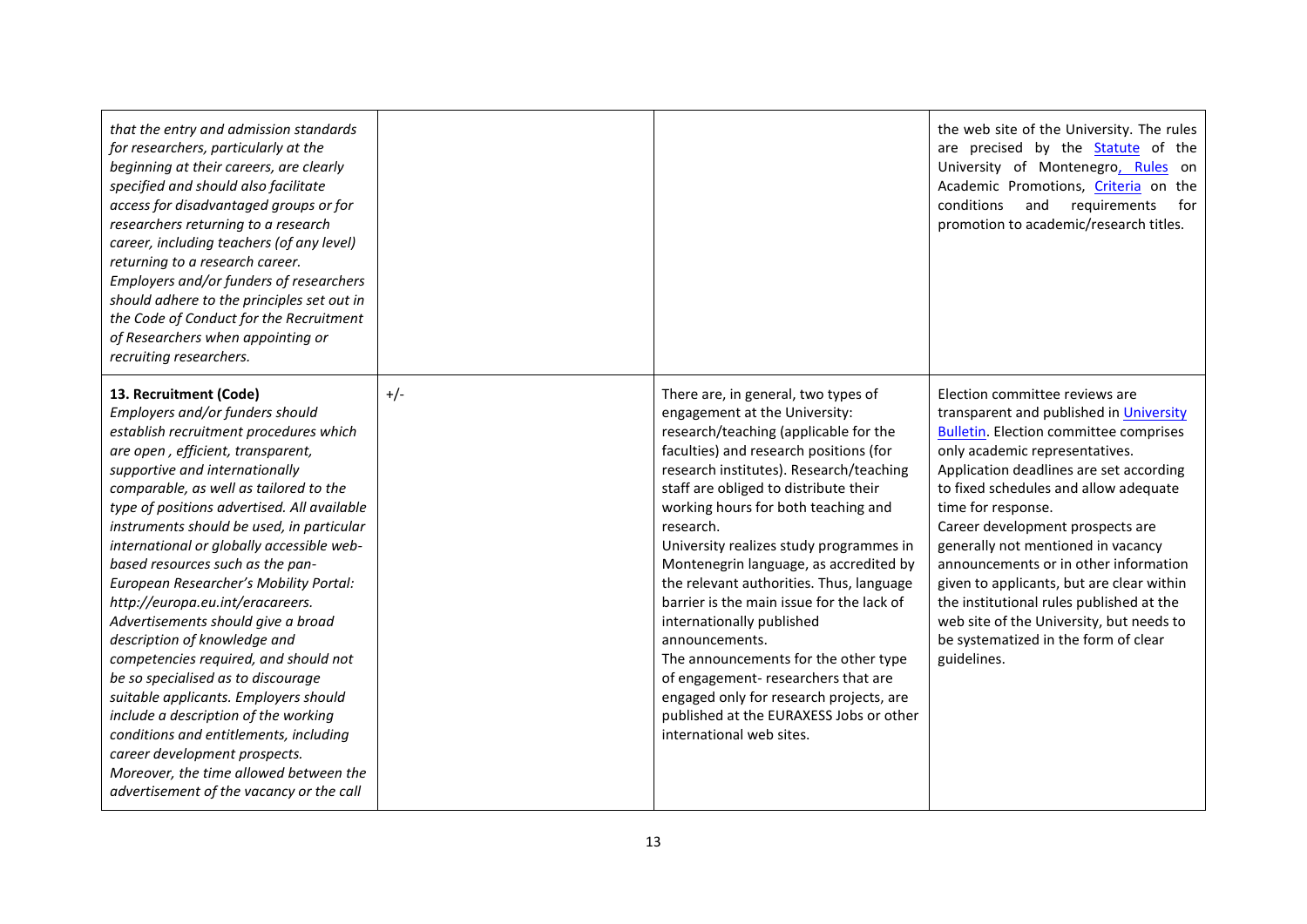| | | | |
|---|---|---|---|
| *that the entry and admission standards for researchers, particularly at the beginning at their careers, are clearly specified and should also facilitate access for disadvantaged groups or for researchers returning to a research career, including teachers (of any level) returning to a research career. Employers and/or funders of researchers should adhere to the principles set out in the Code of Conduct for the Recruitment of Researchers when appointing or recruiting researchers.* | | | the web site of the University. The rules are precised by the Statute of the University of Montenegro, Rules on Academic Promotions, Criteria on the conditions and requirements for promotion to academic/research titles. |
| **13. Recruitment (Code)** *Employers and/or funders should establish recruitment procedures which are open , efficient, transparent, supportive and internationally comparable, as well as tailored to the type of positions advertised. All available instruments should be used, in particular international or globally accessible web-based resources such as the pan-European Researcher's Mobility Portal: http://europa.eu.int/eracareers. Advertisements should give a broad description of knowledge and competencies required, and should not be so specialised as to discourage suitable applicants. Employers should include a description of the working conditions and entitlements, including career development prospects. Moreover, the time allowed between the advertisement of the vacancy or the call* | +/- | There are, in general, two types of engagement at the University: research/teaching (applicable for the faculties) and research positions (for research institutes). Research/teaching staff are obliged to distribute their working hours for both teaching and research. University realizes study programmes in Montenegrin language, as accredited by the relevant authorities. Thus, language barrier is the main issue for the lack of internationally published announcements. The announcements for the other type of engagement- researchers that are engaged only for research projects, are published at the EURAXESS Jobs or other international web sites. | Election committee reviews are transparent and published in University Bulletin. Election committee comprises only academic representatives. Application deadlines are set according to fixed schedules and allow adequate time for response. Career development prospects are generally not mentioned in vacancy announcements or in other information given to applicants, but are clear within the institutional rules published at the web site of the University, but needs to be systematized in the form of clear guidelines. |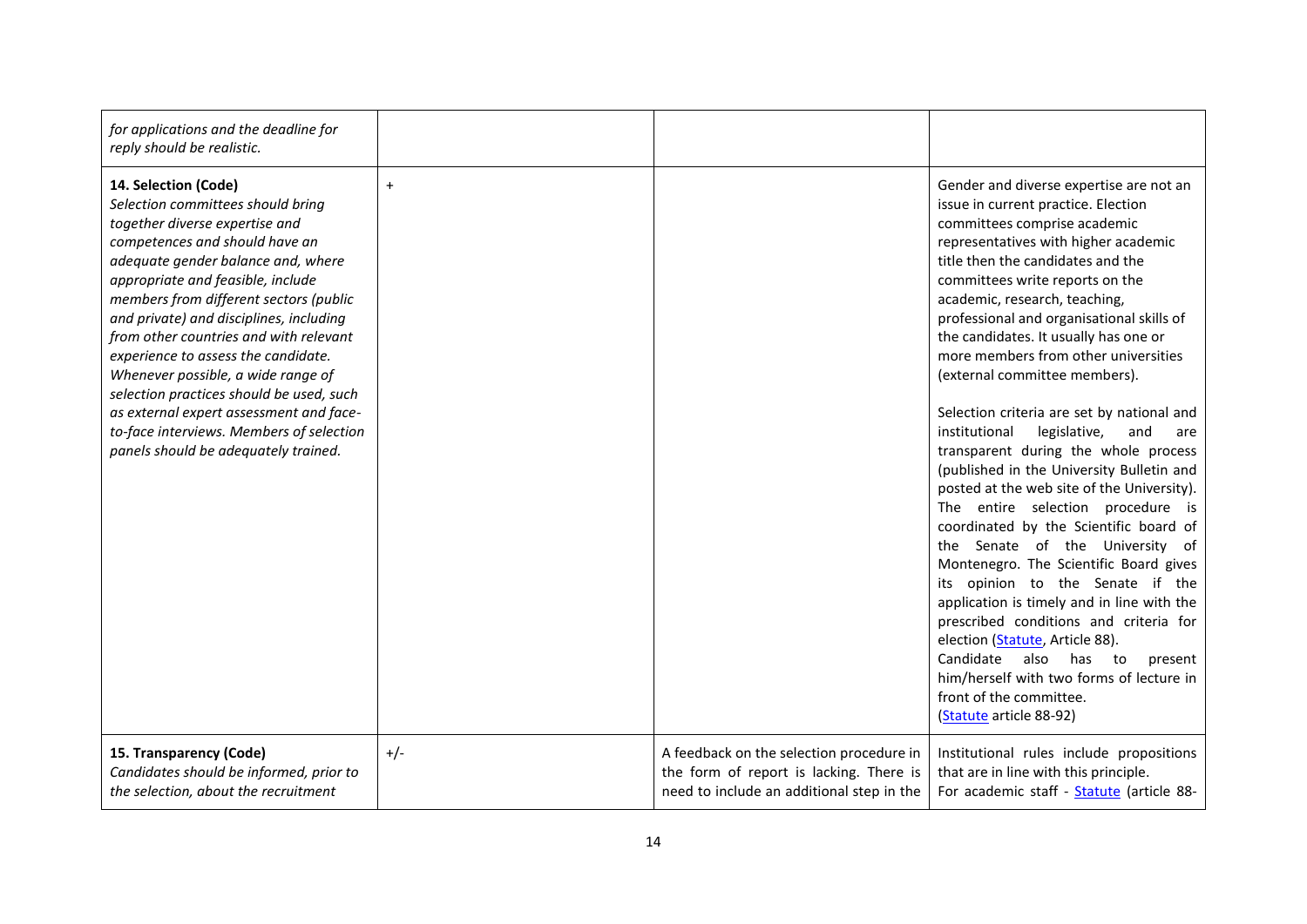| | | | |
|---|---|---|---|
| *for applications and the deadline for reply should be realistic.* | | | |
| **14. Selection (Code)** *Selection committees should bring together diverse expertise and competences and should have an adequate gender balance and, where appropriate and feasible, include members from different sectors (public and private) and disciplines, including from other countries and with relevant experience to assess the candidate. Whenever possible, a wide range of selection practices should be used, such as external expert assessment and face-to-face interviews. Members of selection panels should be adequately trained.* | + | | Gender and diverse expertise are not an issue in current practice. Election committees comprise academic representatives with higher academic title then the candidates and the committees write reports on the academic, research, teaching, professional and organisational skills of the candidates. It usually has one or more members from other universities (external committee members).<br><br>Selection criteria are set by national and institutional legislative, and are transparent during the whole process (published in the University Bulletin and posted at the web site of the University). The entire selection procedure is coordinated by the Scientific board of the Senate of the University of Montenegro. The Scientific Board gives its opinion to the Senate if the application is timely and in line with the prescribed conditions and criteria for election ([Statute](), Article 88).<br>Candidate also has to present him/herself with two forms of lecture in front of the committee.<br>([Statute]() article 88-92) |
| **15. Transparency (Code)** *Candidates should be informed, prior to the selection, about the recruitment* | +/- | A feedback on the selection procedure in the form of report is lacking. There is need to include an additional step in the | Institutional rules include propositions that are in line with this principle.<br>For academic staff - [Statute]() (article 88- |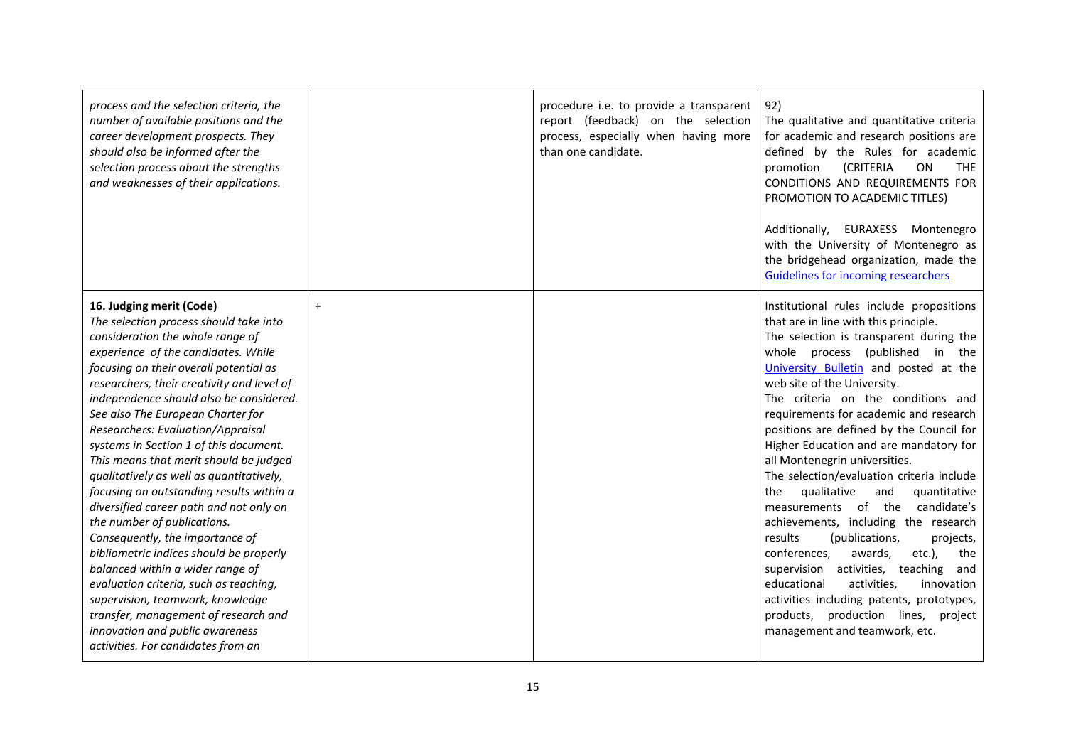| | | | |
|---|---|---|---|
| *process and the selection criteria, the number of available positions and the career development prospects. They should also be informed after the selection process about the strengths and weaknesses of their applications.* | | procedure i.e. to provide a transparent report (feedback) on the selection process, especially when having more than one candidate. | 92)<br>The qualitative and quantitative criteria for academic and research positions are defined by the Rules for academic promotion (CRITERIA ON THE CONDITIONS AND REQUIREMENTS FOR PROMOTION TO ACADEMIC TITLES)<br><br>Additionally, EURAXESS Montenegro with the University of Montenegro as the bridgehead organization, made the Guidelines for incoming researchers |
| **16. Judging merit (Code)**<br>*The selection process should take into consideration the whole range of experience of the candidates. While focusing on their overall potential as researchers, their creativity and level of independence should also be considered. See also The European Charter for Researchers: Evaluation/Appraisal systems in Section 1 of this document. This means that merit should be judged qualitatively as well as quantitatively, focusing on outstanding results within a diversified career path and not only on the number of publications. Consequently, the importance of bibliometric indices should be properly balanced within a wider range of evaluation criteria, such as teaching, supervision, teamwork, knowledge transfer, management of research and innovation and public awareness activities. For candidates from an* | + | | Institutional rules include propositions that are in line with this principle.<br>The selection is transparent during the whole process (published in the University Bulletin and posted at the web site of the University.<br>The criteria on the conditions and requirements for academic and research positions are defined by the Council for Higher Education and are mandatory for all Montenegrin universities.<br>The selection/evaluation criteria include the qualitative and quantitative measurements of the candidate's achievements, including the research results (publications, projects, conferences, awards, etc.), the supervision activities, teaching and educational activities, innovation activities including patents, prototypes, products, production lines, project management and teamwork, etc. |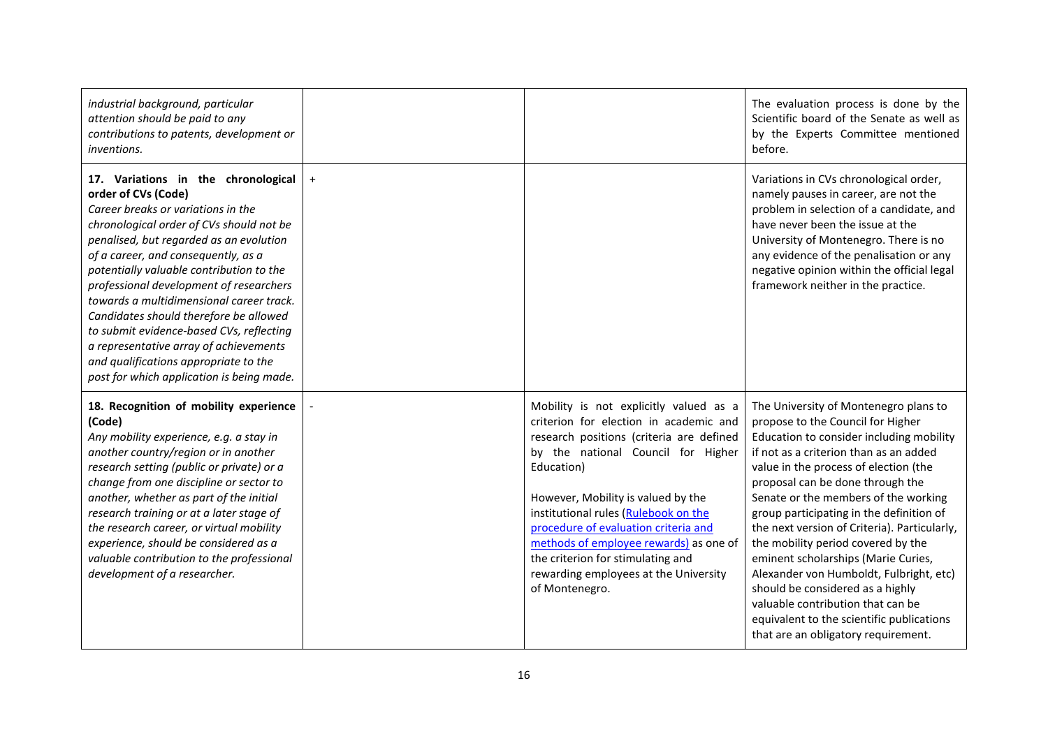| | | | |
|---|---|---|---|
| *industrial background, particular attention should be paid to any contributions to patents, development or inventions.* | | | The evaluation process is done by the Scientific board of the Senate as well as by the Experts Committee mentioned before. |
| **17. Variations in the chronological order of CVs (Code)**<br>*Career breaks or variations in the chronological order of CVs should not be penalised, but regarded as an evolution of a career, and consequently, as a potentially valuable contribution to the professional development of researchers towards a multidimensional career track. Candidates should therefore be allowed to submit evidence-based CVs, reflecting a representative array of achievements and qualifications appropriate to the post for which application is being made.* | + | | Variations in CVs chronological order, namely pauses in career, are not the problem in selection of a candidate, and have never been the issue at the University of Montenegro. There is no any evidence of the penalisation or any negative opinion within the official legal framework neither in the practice. |
| **18. Recognition of mobility experience (Code)**<br>*Any mobility experience, e.g. a stay in another country/region or in another research setting (public or private) or a change from one discipline or sector to another, whether as part of the initial research training or at a later stage of the research career, or virtual mobility experience, should be considered as a valuable contribution to the professional development of a researcher.* | - | Mobility is not explicitly valued as a criterion for election in academic and research positions (criteria are defined by the national Council for Higher Education)<br><br>However, Mobility is valued by the institutional rules (Rulebook on the procedure of evaluation criteria and methods of employee rewards) as one of the criterion for stimulating and rewarding employees at the University of Montenegro. | The University of Montenegro plans to propose to the Council for Higher Education to consider including mobility if not as a criterion than as an added value in the process of election (the proposal can be done through the Senate or the members of the working group participating in the definition of the next version of Criteria). Particularly, the mobility period covered by the eminent scholarships (Marie Curies, Alexander von Humboldt, Fulbright, etc) should be considered as a highly valuable contribution that can be equivalent to the scientific publications that are an obligatory requirement. |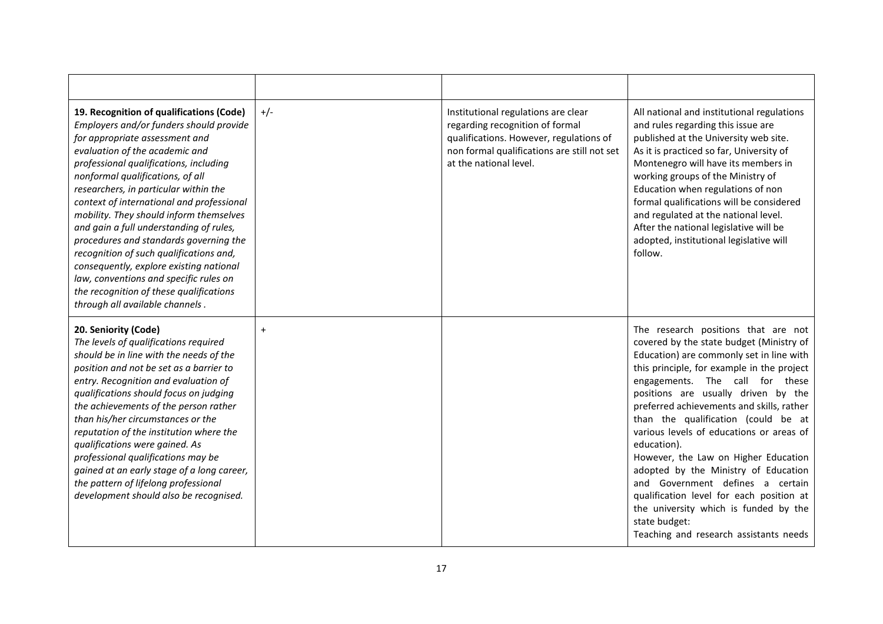| | | | |
|---|---|---|---|
| **19. Recognition of qualifications (Code)** *Employers and/or funders should provide for appropriate assessment and evaluation of the academic and professional qualifications, including nonformal qualifications, of all researchers, in particular within the context of international and professional mobility. They should inform themselves and gain a full understanding of rules, procedures and standards governing the recognition of such qualifications and, consequently, explore existing national law, conventions and specific rules on the recognition of these qualifications through all available channels .* | +/- | Institutional regulations are clear regarding recognition of formal qualifications. However, regulations of non formal qualifications are still not set at the national level. | All national and institutional regulations and rules regarding this issue are published at the University web site. As it is practiced so far, University of Montenegro will have its members in working groups of the Ministry of Education when regulations of non formal qualifications will be considered and regulated at the national level. After the national legislative will be adopted, institutional legislative will follow. |
| **20. Seniority (Code)** *The levels of qualifications required should be in line with the needs of the position and not be set as a barrier to entry. Recognition and evaluation of qualifications should focus on judging the achievements of the person rather than his/her circumstances or the reputation of the institution where the qualifications were gained. As professional qualifications may be gained at an early stage of a long career, the pattern of lifelong professional development should also be recognised.* | + | | The research positions that are not covered by the state budget (Ministry of Education) are commonly set in line with this principle, for example in the project engagements. The call for these positions are usually driven by the preferred achievements and skills, rather than the qualification (could be at various levels of educations or areas of education). However, the Law on Higher Education adopted by the Ministry of Education and Government defines a certain qualification level for each position at the university which is funded by the state budget: Teaching and research assistants needs |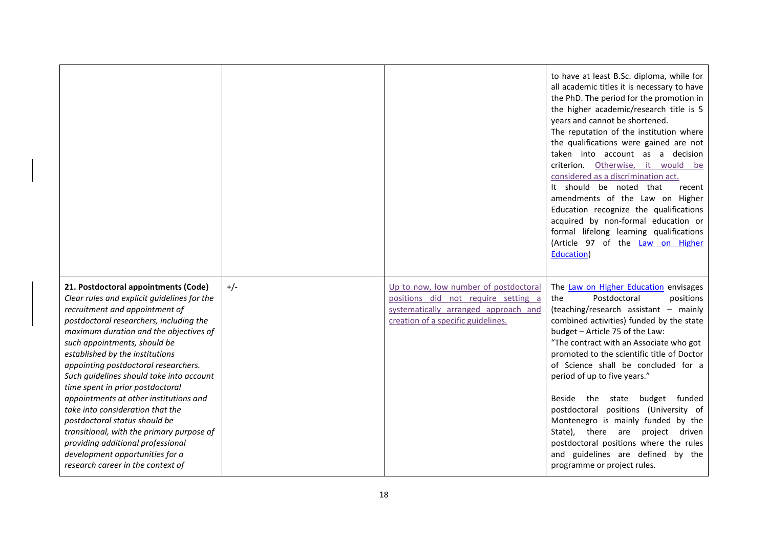| | | | |
|---|---|---|---|
| | | | to have at least B.Sc. diploma, while for all academic titles it is necessary to have the PhD. The period for the promotion in the higher academic/research title is 5 years and cannot be shortened.<br>The reputation of the institution where the qualifications were gained are not taken into account as a decision criterion. Otherwise, it would be considered as a discrimination act.<br>It should be noted that recent amendments of the Law on Higher Education recognize the qualifications acquired by non-formal education or formal lifelong learning qualifications (Article 97 of the Law on Higher Education) |
| **21. Postdoctoral appointments (Code)**<br>*Clear rules and explicit guidelines for the recruitment and appointment of postdoctoral researchers, including the maximum duration and the objectives of such appointments, should be established by the institutions appointing postdoctoral researchers. Such guidelines should take into account time spent in prior postdoctoral appointments at other institutions and take into consideration that the postdoctoral status should be transitional, with the primary purpose of providing additional professional development opportunities for a research career in the context of* | +/- | Up to now, low number of postdoctoral positions did not require setting a systematically arranged approach and creation of a specific guidelines. | The Law on Higher Education envisages the Postdoctoral positions (teaching/research assistant – mainly combined activities) funded by the state budget – Article 75 of the Law:<br>"The contract with an Associate who got promoted to the scientific title of Doctor of Science shall be concluded for a period of up to five years."<br><br>Beside the state budget funded postdoctoral positions (University of Montenegro is mainly funded by the State), there are project driven postdoctoral positions where the rules and guidelines are defined by the programme or project rules. |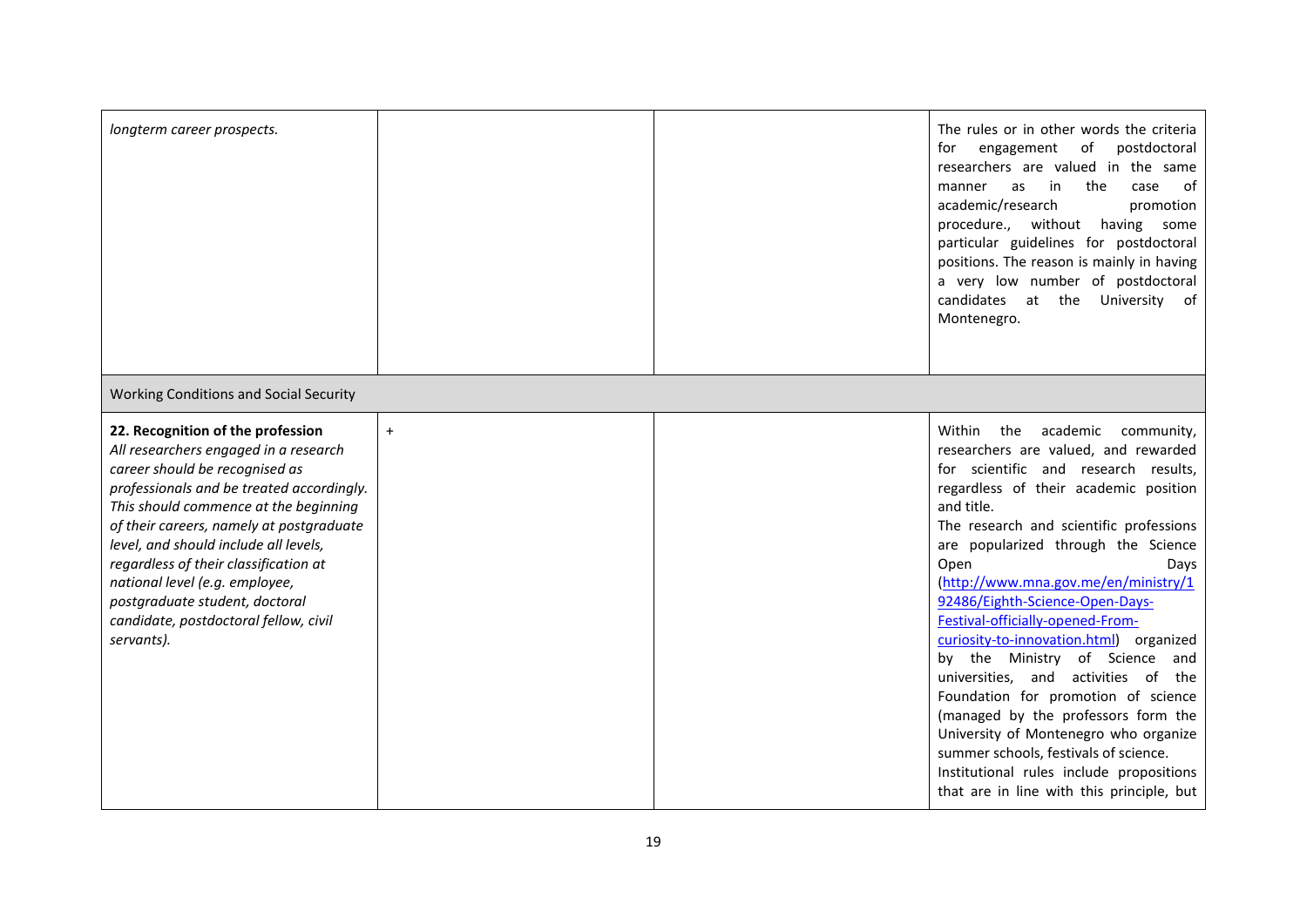| | | | |
|---|---|---|---|
| *longterm career prospects.* | | | The rules or in other words the criteria for engagement of postdoctoral researchers are valued in the same manner as in the case of academic/research promotion procedure., without having some particular guidelines for postdoctoral positions. The reason is mainly in having a very low number of postdoctoral candidates at the University of Montenegro. |
| Working Conditions and Social Security | | | |
| **22. Recognition of the profession** *All researchers engaged in a research career should be recognised as professionals and be treated accordingly. This should commence at the beginning of their careers, namely at postgraduate level, and should include all levels, regardless of their classification at national level (e.g. employee, postgraduate student, doctoral candidate, postdoctoral fellow, civil servants).* | + | | Within the academic community, researchers are valued, and rewarded for scientific and research results, regardless of their academic position and title. The research and scientific professions are popularized through the Science Open Days (http://www.mna.gov.me/en/ministry/192486/Eighth-Science-Open-Days-Festival-officially-opened-From-curiosity-to-innovation.html) organized by the Ministry of Science and universities, and activities of the Foundation for promotion of science (managed by the professors form the University of Montenegro who organize summer schools, festivals of science. Institutional rules include propositions that are in line with this principle, but |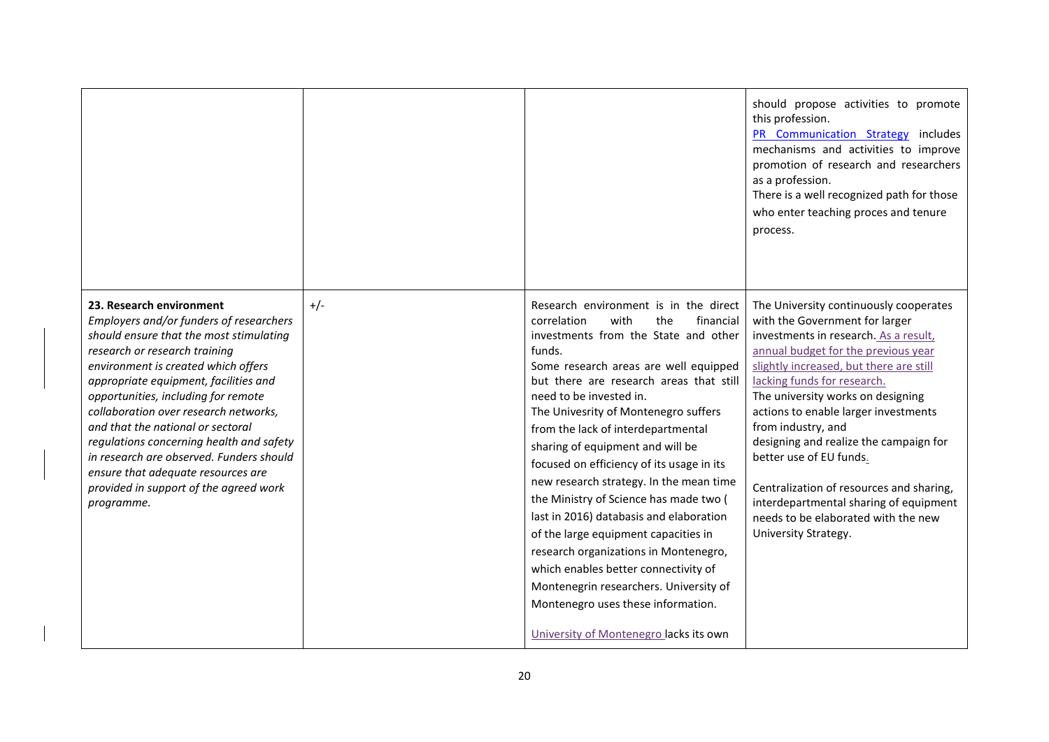| | | | |
|---|---|---|---|
| | | | should propose activities to promote this profession.<br>PR Communication Strategy includes mechanisms and activities to improve promotion of research and researchers as a profession.<br>There is a well recognized path for those who enter teaching proces and tenure process. |
| **23. Research environment**<br>*Employers and/or funders of researchers should ensure that the most stimulating research or research training environment is created which offers appropriate equipment, facilities and opportunities, including for remote collaboration over research networks, and that the national or sectoral regulations concerning health and safety in research are observed. Funders should ensure that adequate resources are provided in support of the agreed work programme.* | +/- | Research environment is in the direct correlation with the financial investments from the State and other funds.<br>Some research areas are well equipped but there are research areas that still need to be invested in.<br>The Univesrity of Montenegro suffers from the lack of interdepartmental sharing of equipment and will be focused on efficiency of its usage in its new research strategy. In the mean time the Ministry of Science has made two ( last in 2016) databasis and elaboration of the large equipment capacities in research organizations in Montenegro, which enables better connectivity of Montenegrin researchers. University of Montenegro uses these information.<br><br>University of Montenegro lacks its own | The University continuously cooperates with the Government for larger investments in research. As a result, annual budget for the previous year slightly increased, but there are still lacking funds for research.<br>The university works on designing actions to enable larger investments from industry, and designing and realize the campaign for better use of EU funds.<br><br>Centralization of resources and sharing, interdepartmental sharing of equipment needs to be elaborated with the new University Strategy. |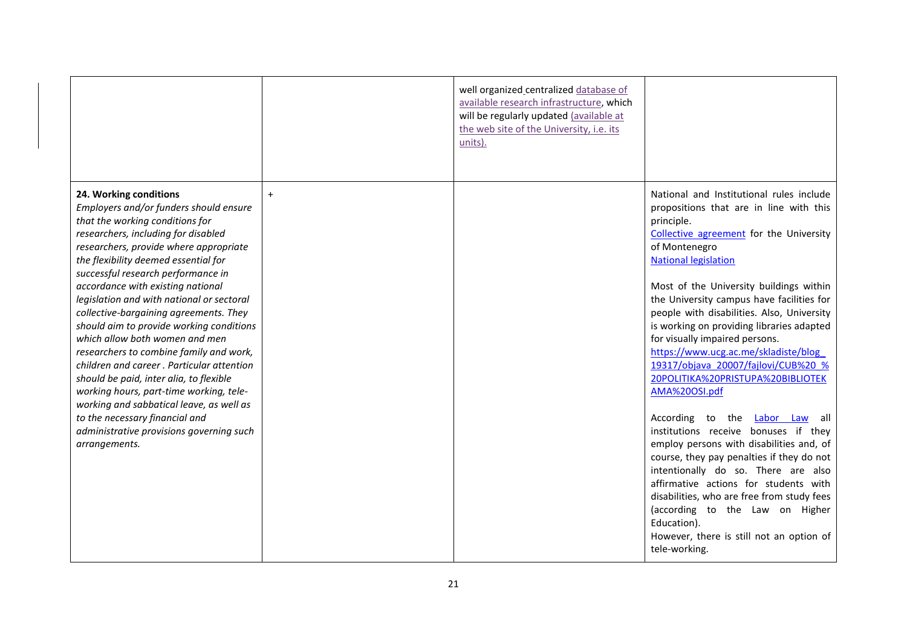| | | | |
|---|---|---|---|
| | | well organized centralized database of available research infrastructure, which will be regularly updated (available at the web site of the University, i.e. its units). | |
| **24. Working conditions**<br>*Employers and/or funders should ensure that the working conditions for researchers, including for disabled researchers, provide where appropriate the flexibility deemed essential for successful research performance in accordance with existing national legislation and with national or sectoral collective-bargaining agreements. They should aim to provide working conditions which allow both women and men researchers to combine family and work, children and career . Particular attention should be paid, inter alia, to flexible working hours, part-time working, tele-working and sabbatical leave, as well as to the necessary financial and administrative provisions governing such arrangements.* | + | | National and Institutional rules include propositions that are in line with this principle.<br>Collective agreement for the University of Montenegro<br>National legislation<br><br>Most of the University buildings within the University campus have facilities for people with disabilities. Also, University is working on providing libraries adapted for visually impaired persons.<br>https://www.ucg.ac.me/skladiste/blog_19317/objava_20007/fajlovi/CUB%20_%20POLITIKA%20PRISTUPA%20BIBLIOTEKAMA%20OSI.pdf<br><br>According to the Labor Law all institutions receive bonuses if they employ persons with disabilities and, of course, they pay penalties if they do not intentionally do so. There are also affirmative actions for students with disabilities, who are free from study fees (according to the Law on Higher Education).<br>However, there is still not an option of tele-working. |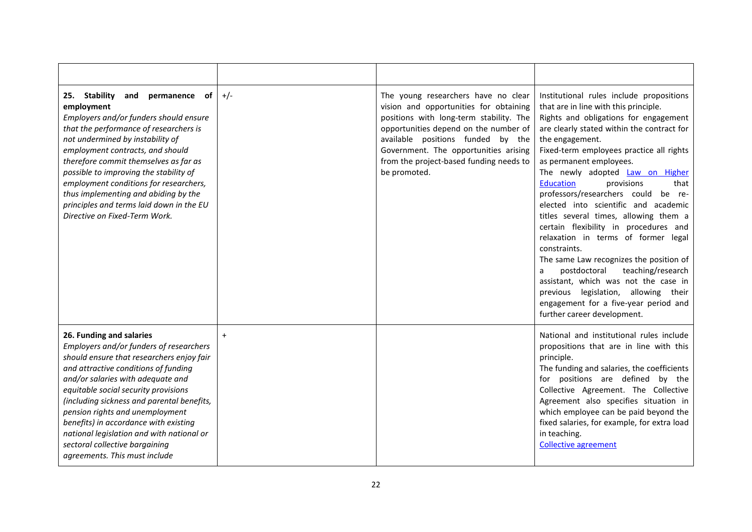| | | | |
|---|---|---|---|
| **25. Stability and permanence of employment**<br>*Employers and/or funders should ensure that the performance of researchers is not undermined by instability of employment contracts, and should therefore commit themselves as far as possible to improving the stability of employment conditions for researchers, thus implementing and abiding by the principles and terms laid down in the EU Directive on Fixed-Term Work.* | +/- | The young researchers have no clear vision and opportunities for obtaining positions with long-term stability. The opportunities depend on the number of available positions funded by the Government. The opportunities arising from the project-based funding needs to be promoted. | Institutional rules include propositions that are in line with this principle.<br>Rights and obligations for engagement are clearly stated within the contract for the engagement.<br>Fixed-term employees practice all rights as permanent employees.<br>The newly adopted [Law on Higher Education](#) provisions that professors/researchers could be re-elected into scientific and academic titles several times, allowing them a certain flexibility in procedures and relaxation in terms of former legal constraints.<br>The same Law recognizes the position of a postdoctoral teaching/research assistant, which was not the case in previous legislation, allowing their engagement for a five-year period and further career development. |
| **26. Funding and salaries**<br>*Employers and/or funders of researchers should ensure that researchers enjoy fair and attractive conditions of funding and/or salaries with adequate and equitable social security provisions (including sickness and parental benefits, pension rights and unemployment benefits) in accordance with existing national legislation and with national or sectoral collective bargaining agreements. This must include* | + | | National and institutional rules include propositions that are in line with this principle.<br>The funding and salaries, the coefficients for positions are defined by the Collective Agreement. The Collective Agreement also specifies situation in which employee can be paid beyond the fixed salaries, for example, for extra load in teaching.<br>[Collective agreement](#) |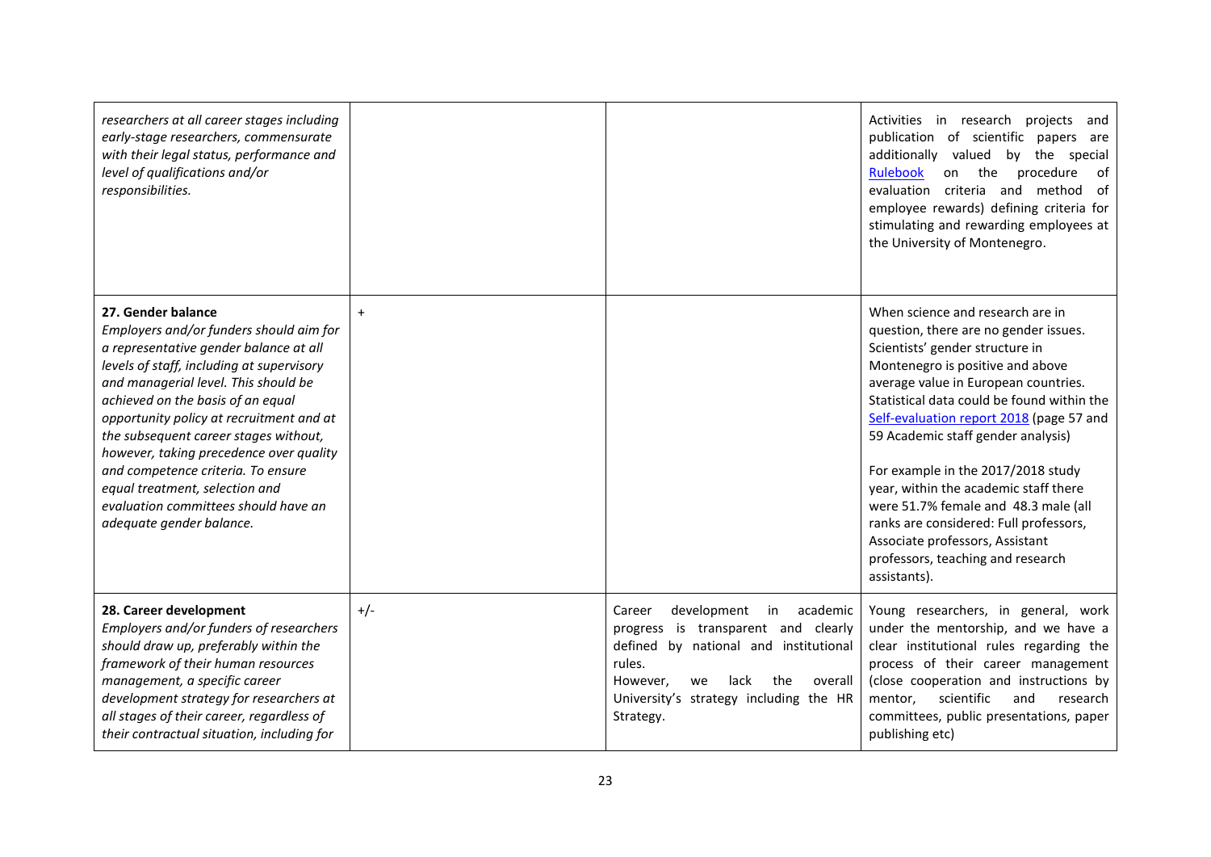| | | | |
|---|---|---|---|
| *researchers at all career stages including early-stage researchers, commensurate with their legal status, performance and level of qualifications and/or responsibilities.* | | | Activities in research projects and publication of scientific papers are additionally valued by the special Rulebook on the procedure of evaluation criteria and method of employee rewards) defining criteria for stimulating and rewarding employees at the University of Montenegro. |
| **27. Gender balance** *Employers and/or funders should aim for a representative gender balance at all levels of staff, including at supervisory and managerial level. This should be achieved on the basis of an equal opportunity policy at recruitment and at the subsequent career stages without, however, taking precedence over quality and competence criteria. To ensure equal treatment, selection and evaluation committees should have an adequate gender balance.* | + | | When science and research are in question, there are no gender issues. Scientists' gender structure in Montenegro is positive and above average value in European countries. Statistical data could be found within the Self-evaluation report 2018 (page 57 and 59 Academic staff gender analysis)<br><br>For example in the 2017/2018 study year, within the academic staff there were 51.7% female and 48.3 male (all ranks are considered: Full professors, Associate professors, Assistant professors, teaching and research assistants). |
| **28. Career development** *Employers and/or funders of researchers should draw up, preferably within the framework of their human resources management, a specific career development strategy for researchers at all stages of their career, regardless of their contractual situation, including for* | +/- | Career development in academic progress is transparent and clearly defined by national and institutional rules.<br>However, we lack the overall University's strategy including the HR Strategy. | Young researchers, in general, work under the mentorship, and we have a clear institutional rules regarding the process of their career management (close cooperation and instructions by mentor, scientific and research committees, public presentations, paper publishing etc) |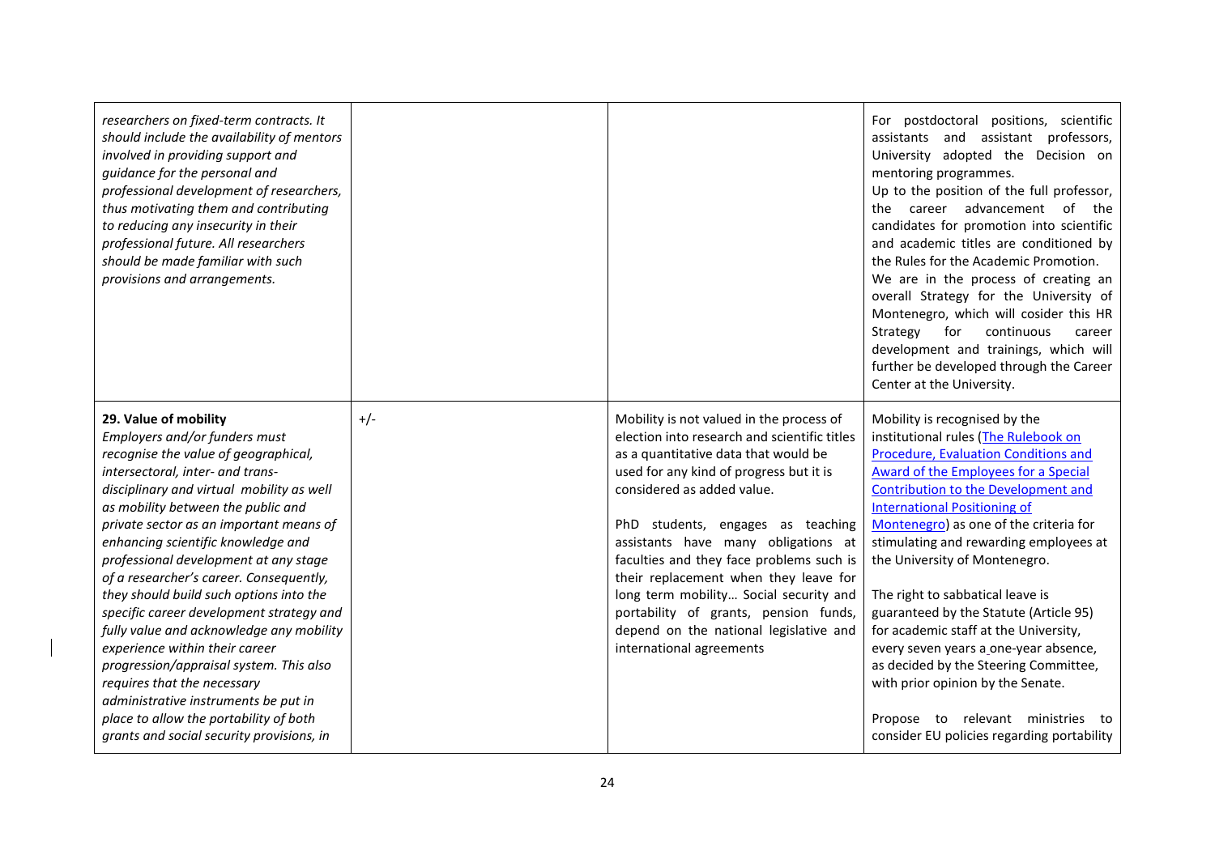| | | | |
|---|---|---|---|
| *researchers on fixed-term contracts. It should include the availability of mentors involved in providing support and guidance for the personal and professional development of researchers, thus motivating them and contributing to reducing any insecurity in their professional future. All researchers should be made familiar with such provisions and arrangements.* | | | For postdoctoral positions, scientific assistants and assistant professors, University adopted the Decision on mentoring programmes.<br>Up to the position of the full professor, the career advancement of the candidates for promotion into scientific and academic titles are conditioned by the Rules for the Academic Promotion.<br>We are in the process of creating an overall Strategy for the University of Montenegro, which will cosider this HR Strategy for continuous career development and trainings, which will further be developed through the Career Center at the University. |
| **29. Value of mobility**<br>*Employers and/or funders must recognise the value of geographical, intersectoral, inter- and trans-disciplinary and virtual mobility as well as mobility between the public and private sector as an important means of enhancing scientific knowledge and professional development at any stage of a researcher's career. Consequently, they should build such options into the specific career development strategy and fully value and acknowledge any mobility experience within their career progression/appraisal system. This also requires that the necessary administrative instruments be put in place to allow the portability of both grants and social security provisions, in* | +/- | Mobility is not valued in the process of election into research and scientific titles as a quantitative data that would be used for any kind of progress but it is considered as added value.<br><br>PhD students, engages as teaching assistants have many obligations at faculties and they face problems such is their replacement when they leave for long term mobility… Social security and portability of grants, pension funds, depend on the national legislative and international agreements | Mobility is recognised by the institutional rules (The Rulebook on Procedure, Evaluation Conditions and Award of the Employees for a Special Contribution to the Development and International Positioning of Montenegro) as one of the criteria for stimulating and rewarding employees at the University of Montenegro.<br><br>The right to sabbatical leave is guaranteed by the Statute (Article 95) for academic staff at the University, every seven years a one-year absence, as decided by the Steering Committee, with prior opinion by the Senate.<br><br>Propose to relevant ministries to consider EU policies regarding portability |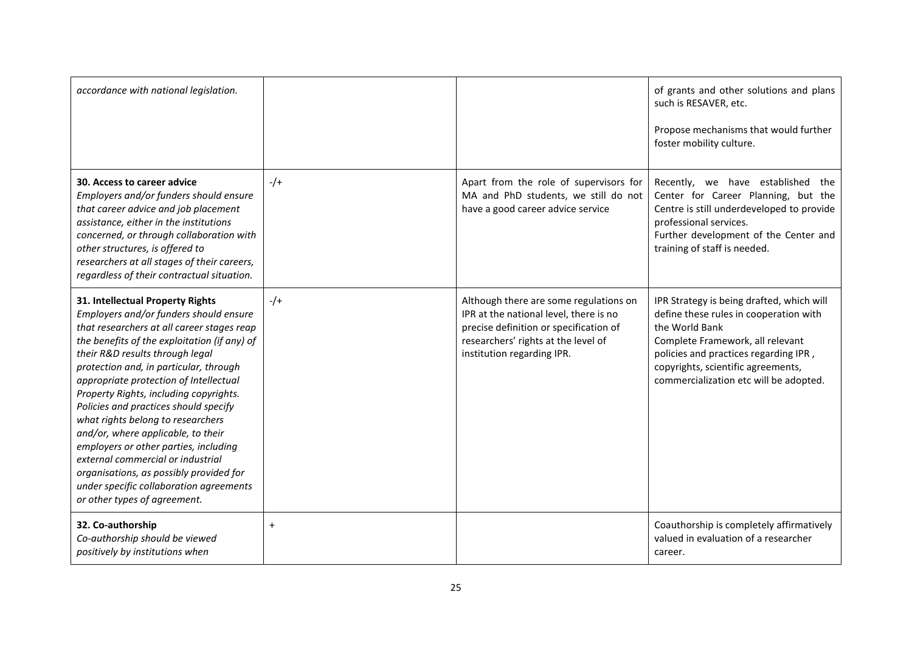| | | | |
|---|---|---|---|
| *accordance with national legislation.* | | | of grants and other solutions and plans such is RESAVER, etc.<br><br>Propose mechanisms that would further foster mobility culture. |
| **30. Access to career advice**<br>*Employers and/or funders should ensure that career advice and job placement assistance, either in the institutions concerned, or through collaboration with other structures, is offered to researchers at all stages of their careers, regardless of their contractual situation.* | -/+ | Apart from the role of supervisors for MA and PhD students, we still do not have a good career advice service | Recently, we have established the Center for Career Planning, but the Centre is still underdeveloped to provide professional services.<br>Further development of the Center and training of staff is needed. |
| **31. Intellectual Property Rights**<br>*Employers and/or funders should ensure that researchers at all career stages reap the benefits of the exploitation (if any) of their R&D results through legal protection and, in particular, through appropriate protection of Intellectual Property Rights, including copyrights. Policies and practices should specify what rights belong to researchers and/or, where applicable, to their employers or other parties, including external commercial or industrial organisations, as possibly provided for under specific collaboration agreements or other types of agreement.* | -/+ | Although there are some regulations on IPR at the national level, there is no precise definition or specification of researchers' rights at the level of institution regarding IPR. | IPR Strategy is being drafted, which will define these rules in cooperation with the World Bank<br>Complete Framework, all relevant policies and practices regarding IPR , copyrights, scientific agreements, commercialization etc will be adopted. |
| **32. Co-authorship**<br>*Co-authorship should be viewed positively by institutions when* | + | | Coauthorship is completely affirmatively valued in evaluation of a researcher career. |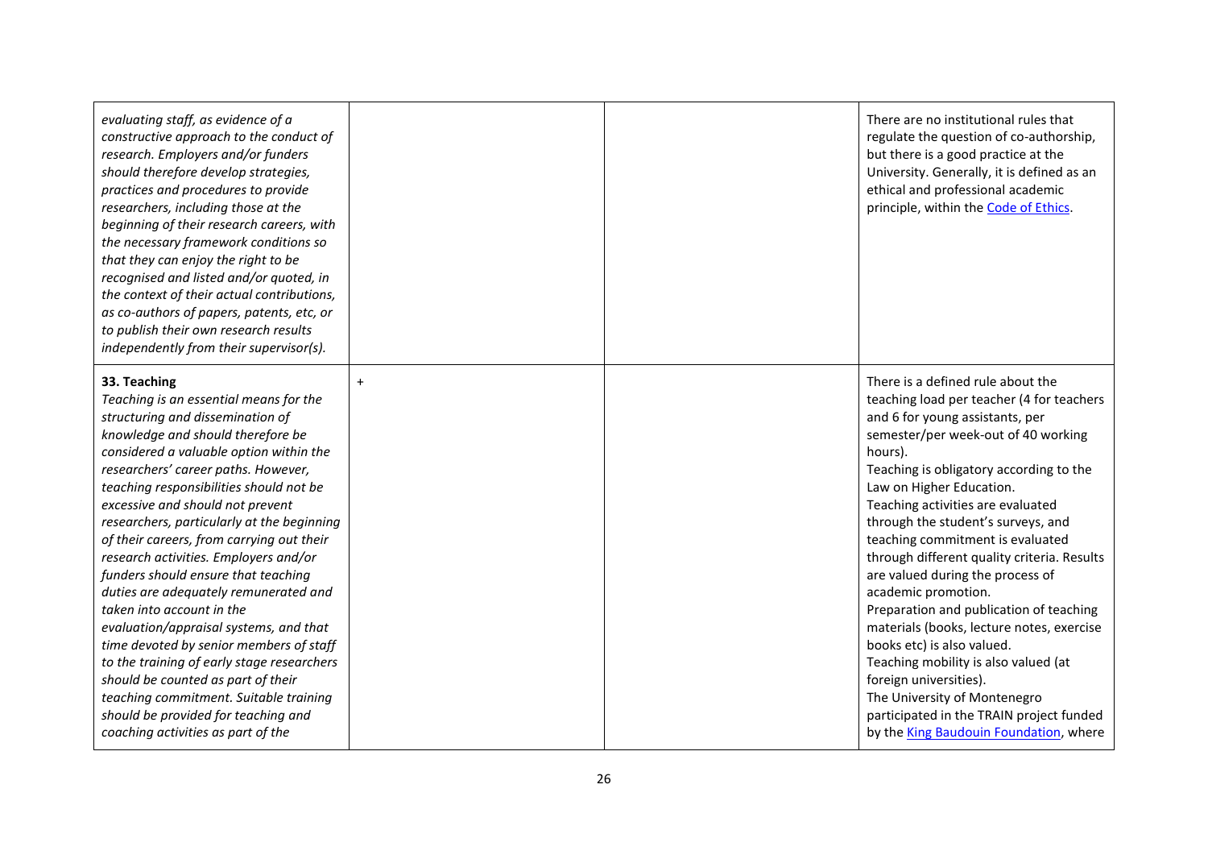| | | | |
|---|---|---|---|
| *evaluating staff, as evidence of a constructive approach to the conduct of research. Employers and/or funders should therefore develop strategies, practices and procedures to provide researchers, including those at the beginning of their research careers, with the necessary framework conditions so that they can enjoy the right to be recognised and listed and/or quoted, in the context of their actual contributions, as co-authors of papers, patents, etc, or to publish their own research results independently from their supervisor(s).* | | | There are no institutional rules that regulate the question of co-authorship, but there is a good practice at the University. Generally, it is defined as an ethical and professional academic principle, within the Code of Ethics. |
| **33. Teaching** *Teaching is an essential means for the structuring and dissemination of knowledge and should therefore be considered a valuable option within the researchers' career paths. However, teaching responsibilities should not be excessive and should not prevent researchers, particularly at the beginning of their careers, from carrying out their research activities. Employers and/or funders should ensure that teaching duties are adequately remunerated and taken into account in the evaluation/appraisal systems, and that time devoted by senior members of staff to the training of early stage researchers should be counted as part of their teaching commitment. Suitable training should be provided for teaching and coaching activities as part of the* | + | | There is a defined rule about the teaching load per teacher (4 for teachers and 6 for young assistants, per semester/per week-out of 40 working hours). Teaching is obligatory according to the Law on Higher Education. Teaching activities are evaluated through the student's surveys, and teaching commitment is evaluated through different quality criteria. Results are valued during the process of academic promotion. Preparation and publication of teaching materials (books, lecture notes, exercise books etc) is also valued. Teaching mobility is also valued (at foreign universities). The University of Montenegro participated in the TRAIN project funded by the King Baudouin Foundation, where |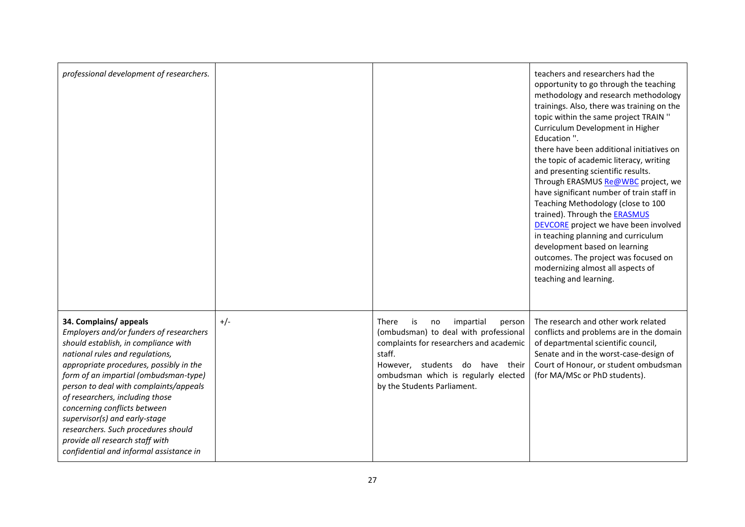| | | | |
|---|---|---|---|
| *professional development of researchers.* | | | teachers and researchers had the opportunity to go through the teaching methodology and research methodology trainings. Also, there was training on the topic within the same project TRAIN '' Curriculum Development in Higher Education ''. there have been additional initiatives on the topic of academic literacy, writing and presenting scientific results. Through ERASMUS Re@WBC project, we have significant number of train staff in Teaching Methodology (close to 100 trained). Through the ERASMUS DEVCORE project we have been involved in teaching planning and curriculum development based on learning outcomes. The project was focused on modernizing almost all aspects of teaching and learning. |
| **34. Complains/ appeals** *Employers and/or funders of researchers should establish, in compliance with national rules and regulations, appropriate procedures, possibly in the form of an impartial (ombudsman-type) person to deal with complaints/appeals of researchers, including those concerning conflicts between supervisor(s) and early-stage researchers. Such procedures should provide all research staff with confidential and informal assistance in* | +/- | There is no impartial person (ombudsman) to deal with professional complaints for researchers and academic staff. However, students do have their ombudsman which is regularly elected by the Students Parliament. | The research and other work related conflicts and problems are in the domain of departmental scientific council, Senate and in the worst-case-design of Court of Honour, or student ombudsman (for MA/MSc or PhD students). |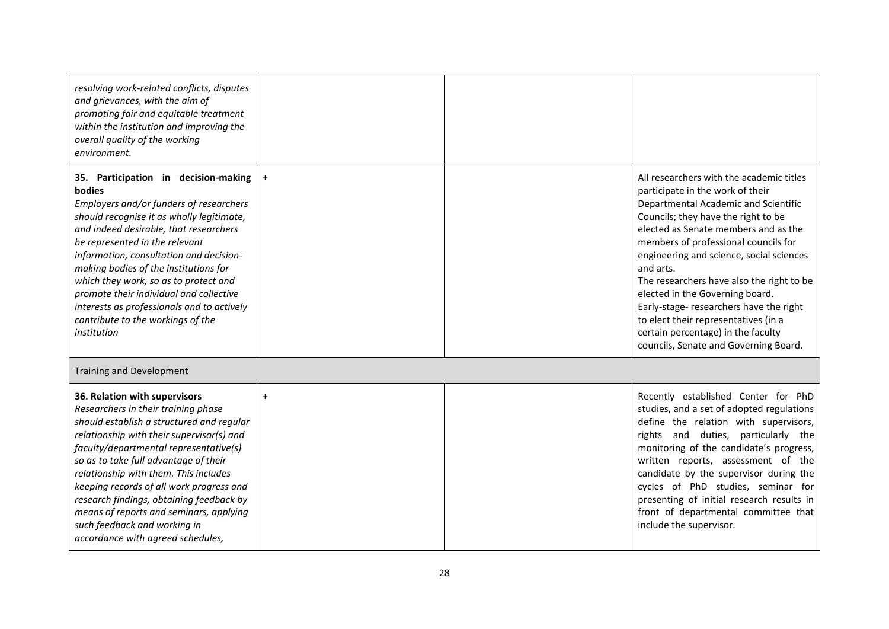| | | | |
|---|---|---|---|
| *resolving work-related conflicts, disputes and grievances, with the aim of promoting fair and equitable treatment within the institution and improving the overall quality of the working environment.* | | | |
| **35. Participation in decision-making bodies** *Employers and/or funders of researchers should recognise it as wholly legitimate, and indeed desirable, that researchers be represented in the relevant information, consultation and decision-making bodies of the institutions for which they work, so as to protect and promote their individual and collective interests as professionals and to actively contribute to the workings of the institution* | + | | All researchers with the academic titles participate in the work of their Departmental Academic and Scientific Councils; they have the right to be elected as Senate members and as the members of professional councils for engineering and science, social sciences and arts. The researchers have also the right to be elected in the Governing board. Early-stage- researchers have the right to elect their representatives (in a certain percentage) in the faculty councils, Senate and Governing Board. |
| Training and Development | | | |
| **36. Relation with supervisors** *Researchers in their training phase should establish a structured and regular relationship with their supervisor(s) and faculty/departmental representative(s) so as to take full advantage of their relationship with them. This includes keeping records of all work progress and research findings, obtaining feedback by means of reports and seminars, applying such feedback and working in accordance with agreed schedules,* | + | | Recently established Center for PhD studies, and a set of adopted regulations define the relation with supervisors, rights and duties, particularly the monitoring of the candidate's progress, written reports, assessment of the candidate by the supervisor during the cycles of PhD studies, seminar for presenting of initial research results in front of departmental committee that include the supervisor. |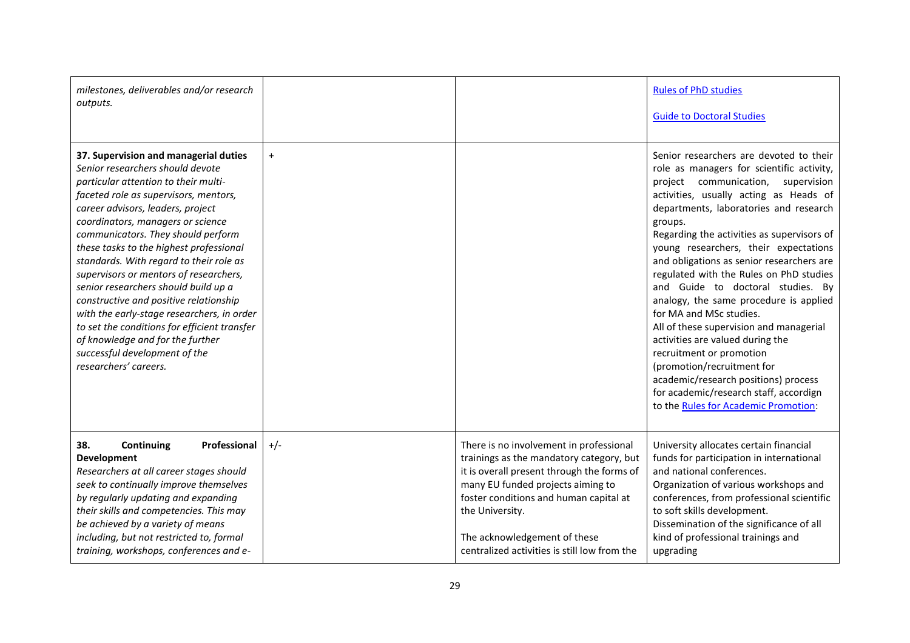| | | | |
|---|---|---|---|
| *milestones, deliverables and/or research outputs.* | | | Rules of PhD studies<br><br>Guide to Doctoral Studies |
| **37. Supervision and managerial duties**<br>*Senior researchers should devote particular attention to their multi-faceted role as supervisors, mentors, career advisors, leaders, project coordinators, managers or science communicators. They should perform these tasks to the highest professional standards. With regard to their role as supervisors or mentors of researchers, senior researchers should build up a constructive and positive relationship with the early-stage researchers, in order to set the conditions for efficient transfer of knowledge and for the further successful development of the researchers' careers.* | + | | Senior researchers are devoted to their role as managers for scientific activity, project communication, supervision activities, usually acting as Heads of departments, laboratories and research groups.<br>Regarding the activities as supervisors of young researchers, their expectations and obligations as senior researchers are regulated with the Rules on PhD studies and Guide to doctoral studies. By analogy, the same procedure is applied for MA and MSc studies.<br>All of these supervision and managerial activities are valued during the recruitment or promotion (promotion/recruitment for academic/research positions) process for academic/research staff, accordign to the Rules for Academic Promotion: |
| **38. Continuing Professional Development**<br>*Researchers at all career stages should seek to continually improve themselves by regularly updating and expanding their skills and competencies. This may be achieved by a variety of means including, but not restricted to, formal training, workshops, conferences and e-* | +/- | There is no involvement in professional trainings as the mandatory category, but it is overall present through the forms of many EU funded projects aiming to foster conditions and human capital at the University.<br><br>The acknowledgement of these centralized activities is still low from the | University allocates certain financial funds for participation in international and national conferences.<br>Organization of various workshops and conferences, from professional scientific to soft skills development.<br>Dissemination of the significance of all kind of professional trainings and upgrading |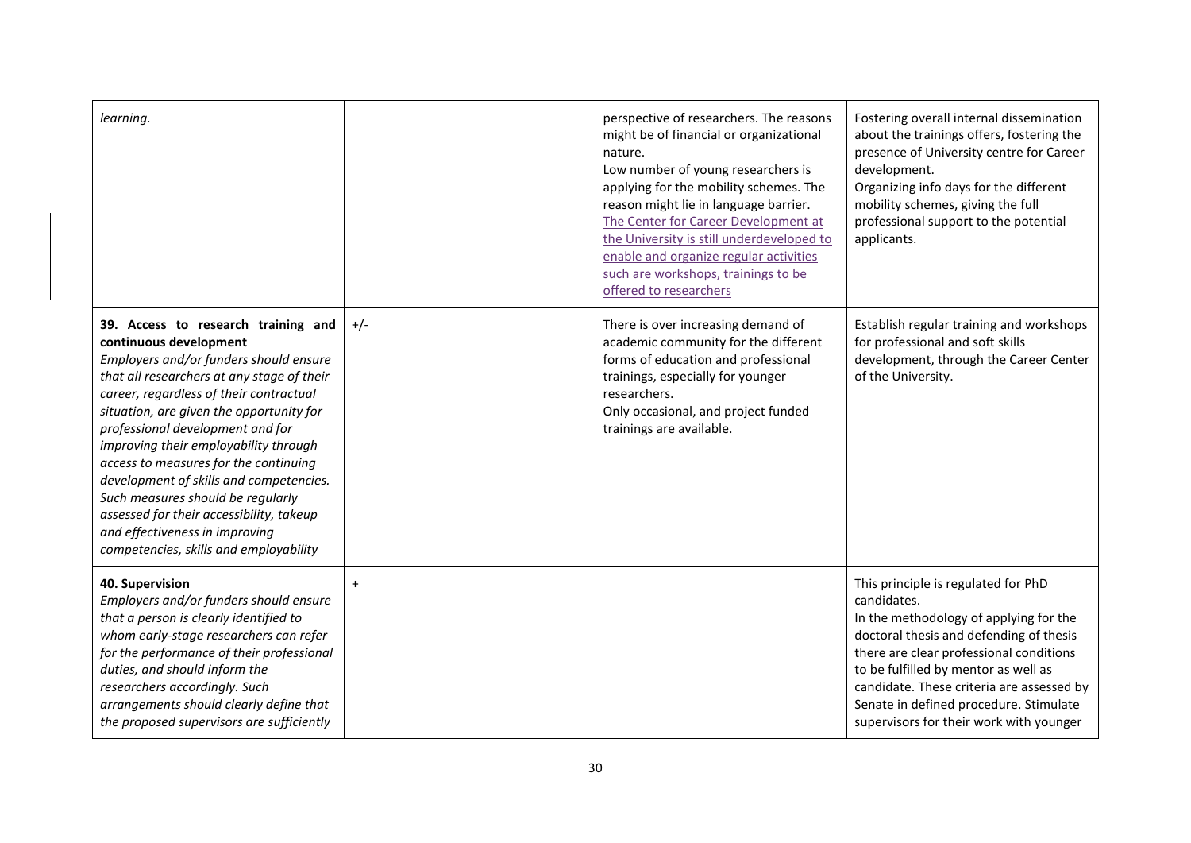| | | | |
|---|---|---|---|
| *learning.* | | perspective of researchers. The reasons might be of financial or organizational nature.<br>Low number of young researchers is applying for the mobility schemes. The reason might lie in language barrier.<br>The Center for Career Development at the University is still underdeveloped to enable and organize regular activities such are workshops, trainings to be offered to researchers | Fostering overall internal dissemination about the trainings offers, fostering the presence of University centre for Career development.<br>Organizing info days for the different mobility schemes, giving the full professional support to the potential applicants. |
| **39. Access to research training and continuous development**<br>*Employers and/or funders should ensure that all researchers at any stage of their career, regardless of their contractual situation, are given the opportunity for professional development and for improving their employability through access to measures for the continuing development of skills and competencies. Such measures should be regularly assessed for their accessibility, takeup and effectiveness in improving competencies, skills and employability* | +/- | There is over increasing demand of academic community for the different forms of education and professional trainings, especially for younger researchers.<br>Only occasional, and project funded trainings are available. | Establish regular training and workshops for professional and soft skills development, through the Career Center of the University. |
| **40. Supervision**<br>*Employers and/or funders should ensure that a person is clearly identified to whom early-stage researchers can refer for the performance of their professional duties, and should inform the researchers accordingly. Such arrangements should clearly define that the proposed supervisors are sufficiently* | + | | This principle is regulated for PhD candidates.<br>In the methodology of applying for the doctoral thesis and defending of thesis there are clear professional conditions to be fulfilled by mentor as well as candidate. These criteria are assessed by Senate in defined procedure. Stimulate supervisors for their work with younger |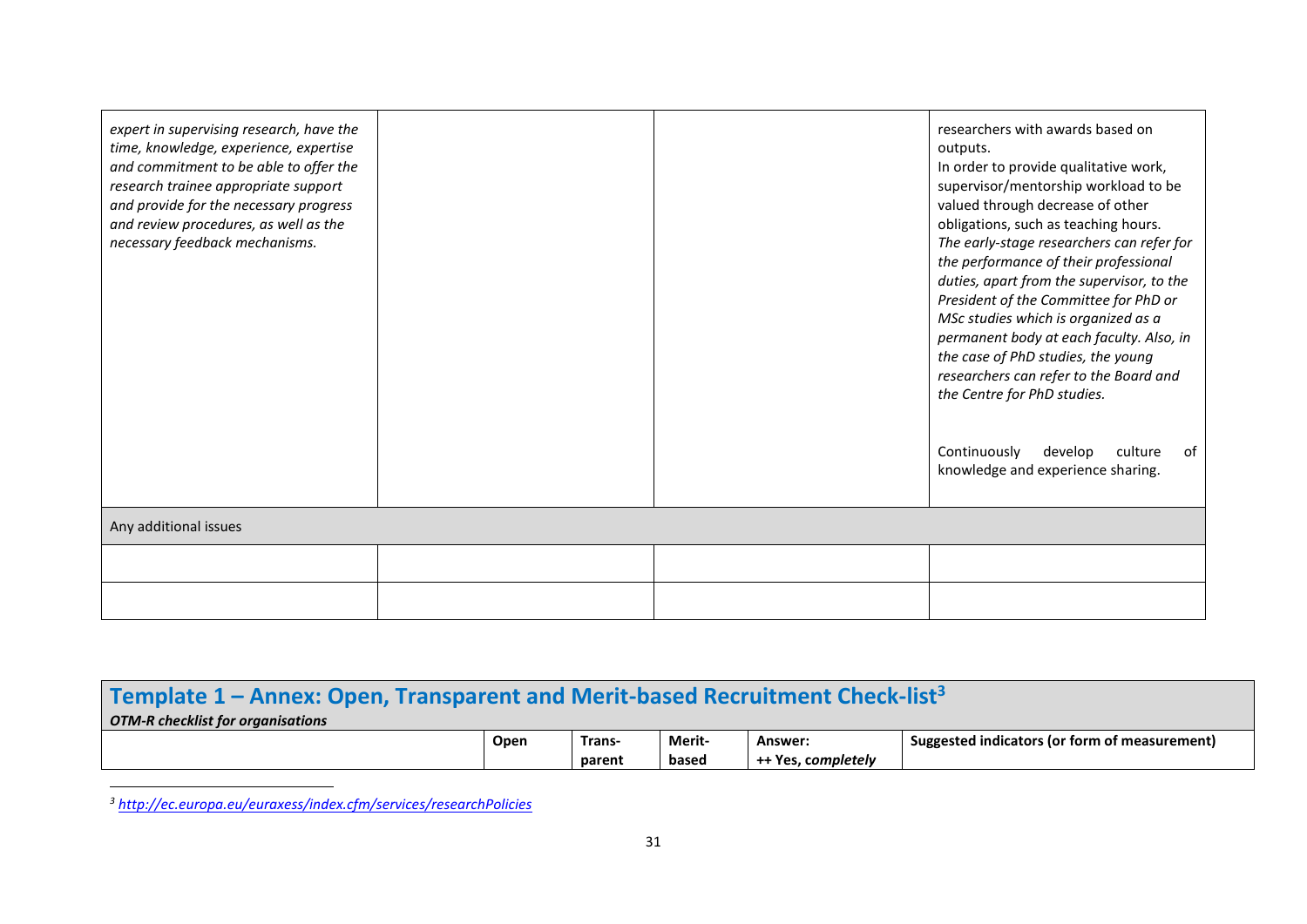| | | | |
|---|---|---|---|
| *expert in supervising research, have the time, knowledge, experience, expertise and commitment to be able to offer the research trainee appropriate support and provide for the necessary progress and review procedures, as well as the necessary feedback mechanisms.* | | | researchers with awards based on outputs.<br>In order to provide qualitative work, supervisor/mentorship workload to be valued through decrease of other obligations, such as teaching hours.<br>*The early-stage researchers can refer for the performance of their professional duties, apart from the supervisor, to the President of the Committee for PhD or MSc studies which is organized as a permanent body at each faculty. Also, in the case of PhD studies, the young researchers can refer to the Board and the Centre for PhD studies.*<br><br>Continuously develop culture of knowledge and experience sharing. |
| Any additional issues | | | |
| | | | |
| | | | |

## Template 1 – Annex: Open, Transparent and Merit-based Recruitment Check-list[3]

***OTM-R checklist for organisations***

| | Open | Trans-parent | Merit-based | Answer:<br>++ Yes, *completely* | Suggested indicators (or form of measurement) |
|---|---|---|---|---|---|

[3] http://ec.europa.eu/euraxess/index.cfm/services/researchPolicies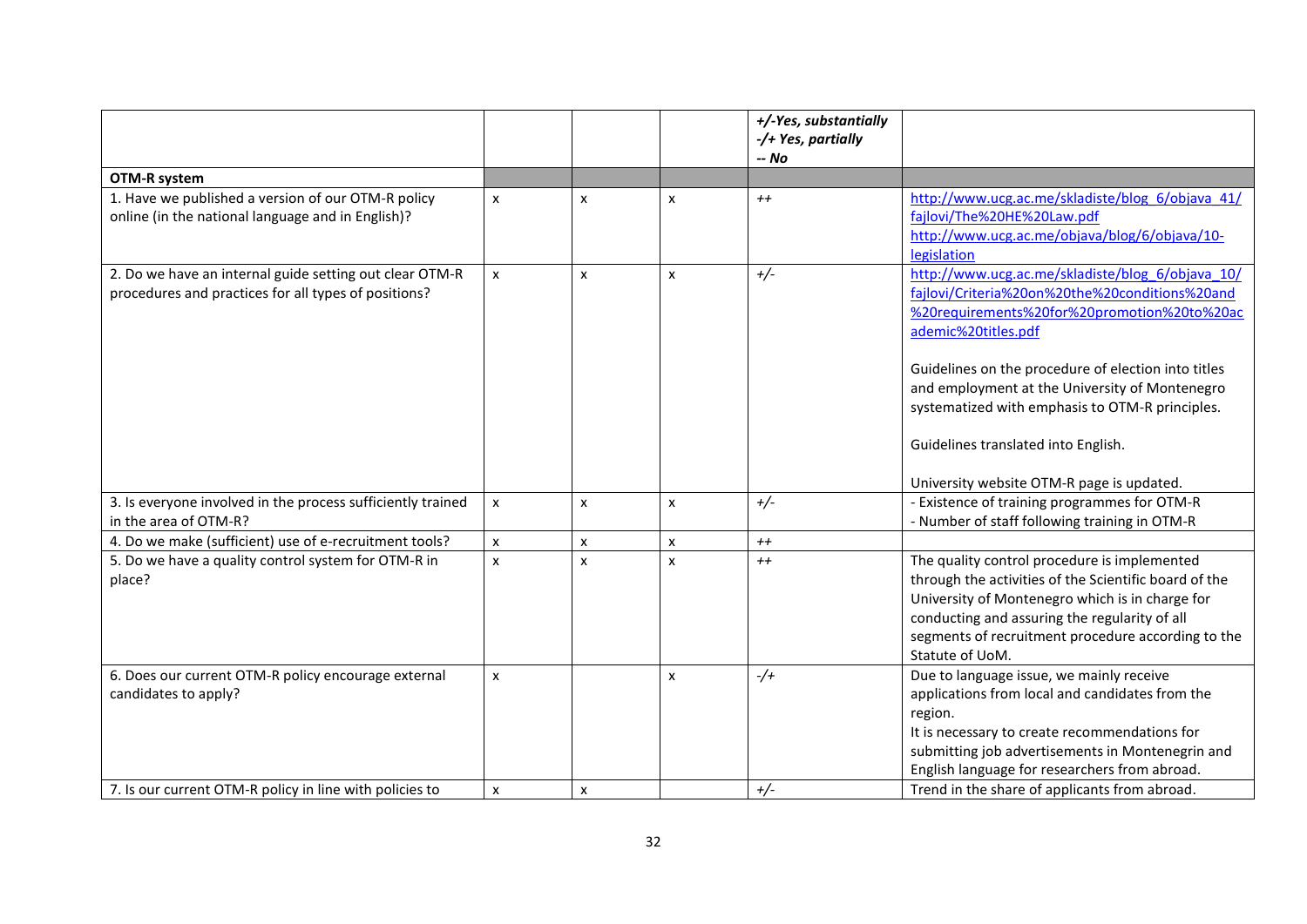| | | | | +/-Yes, substantially<br>-/+ Yes, partially<br>-- No | |
|---|---|---|---|---|---|
| **OTM-R system** | | | | | |
| 1. Have we published a version of our OTM-R policy online (in the national language and in English)? | x | x | x | ++ | http://www.ucg.ac.me/skladiste/blog_6/objava_41/fajlovi/The%20HE%20Law.pdf<br>http://www.ucg.ac.me/objava/blog/6/objava/10-legislation |
| 2. Do we have an internal guide setting out clear OTM-R procedures and practices for all types of positions? | x | x | x | +/- | http://www.ucg.ac.me/skladiste/blog_6/objava_10/fajlovi/Criteria%20on%20the%20conditions%20and%20requirements%20for%20promotion%20to%20academic%20titles.pdf<br><br>Guidelines on the procedure of election into titles and employment at the University of Montenegro systematized with emphasis to OTM-R principles.<br><br>Guidelines translated into English.<br><br>University website OTM-R page is updated. |
| 3. Is everyone involved in the process sufficiently trained in the area of OTM-R? | x | x | x | +/- | - Existence of training programmes for OTM-R<br>- Number of staff following training in OTM-R |
| 4. Do we make (sufficient) use of e-recruitment tools? | x | x | x | ++ | |
| 5. Do we have a quality control system for OTM-R in place? | x | x | x | ++ | The quality control procedure is implemented through the activities of the Scientific board of the University of Montenegro which is in charge for conducting and assuring the regularity of all segments of recruitment procedure according to the Statute of UoM. |
| 6. Does our current OTM-R policy encourage external candidates to apply? | x | | x | -/+ | Due to language issue, we mainly receive applications from local and candidates from the region.<br>It is necessary to create recommendations for submitting job advertisements in Montenegrin and English language for researchers from abroad. |
| 7. Is our current OTM-R policy in line with policies to | x | x | | +/- | Trend in the share of applicants from abroad. |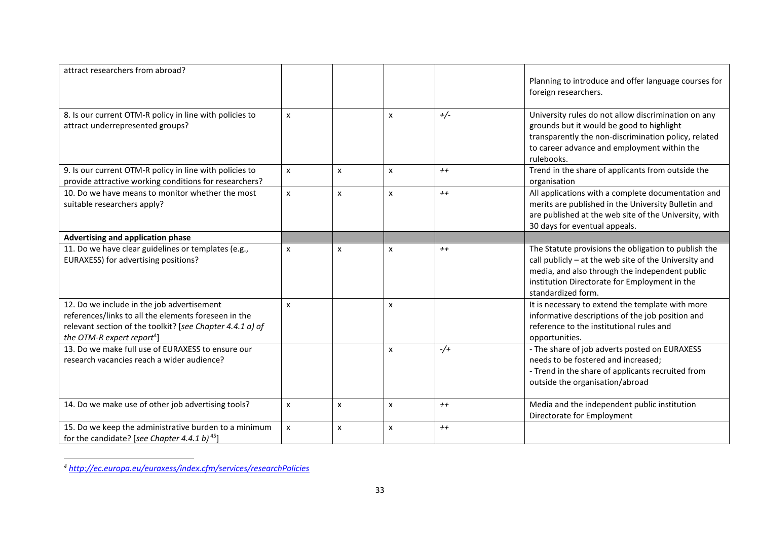| | | | | | |
|---|---|---|---|---|---|
| attract researchers from abroad? | | | | | Planning to introduce and offer language courses for foreign researchers. |
| 8. Is our current OTM-R policy in line with policies to attract underrepresented groups? | x | | x | +/- | University rules do not allow discrimination on any grounds but it would be good to highlight transparently the non-discrimination policy, related to career advance and employment within the rulebooks. |
| 9. Is our current OTM-R policy in line with policies to provide attractive working conditions for researchers? | x | x | x | ++ | Trend in the share of applicants from outside the organisation |
| 10. Do we have means to monitor whether the most suitable researchers apply? | x | x | x | ++ | All applications with a complete documentation and merits are published in the University Bulletin and are published at the web site of the University, with 30 days for eventual appeals. |
| **Advertising and application phase** | | | | | |
| 11. Do we have clear guidelines or templates (e.g., EURAXESS) for advertising positions? | x | x | x | ++ | The Statute provisions the obligation to publish the call publicly – at the web site of the University and media, and also through the independent public institution Directorate for Employment in the standardized form. |
| 12. Do we include in the job advertisement references/links to all the elements foreseen in the relevant section of the toolkit? [*see Chapter 4.4.1 a) of the OTM-R expert report*[4]] | x | | x | | It is necessary to extend the template with more informative descriptions of the job position and reference to the institutional rules and opportunities. |
| 13. Do we make full use of EURAXESS to ensure our research vacancies reach a wider audience? | | | x | -/+ | - The share of job adverts posted on EURAXESS needs to be fostered and increased;<br>- Trend in the share of applicants recruited from outside the organisation/abroad |
| 14. Do we make use of other job advertising tools? | x | x | x | ++ | Media and the independent public institution Directorate for Employment |
| 15. Do we keep the administrative burden to a minimum for the candidate? [*see Chapter 4.4.1 b)*[45]] | x | x | x | ++ | |

[4] *http://ec.europa.eu/euraxess/index.cfm/services/researchPolicies*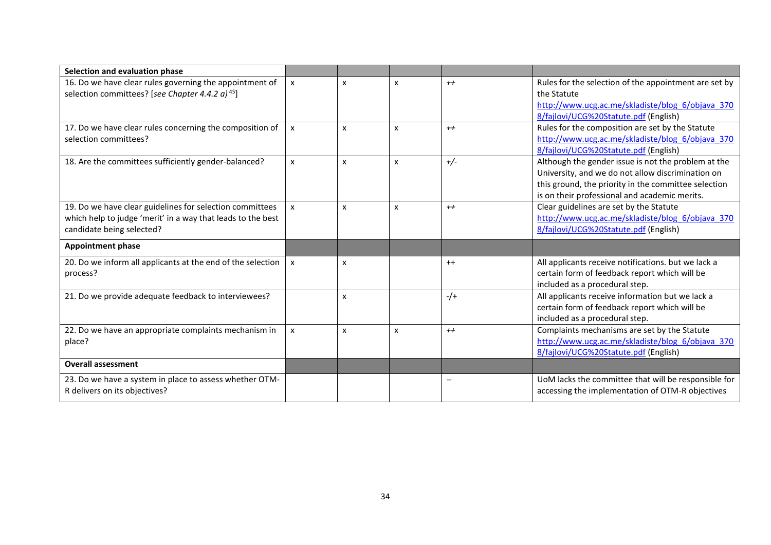| | | | | | |
|---|---|---|---|---|---|
| **Selection and evaluation phase** | | | | | |
| 16. Do we have clear rules governing the appointment of selection committees? [*see Chapter 4.4.2 a)*[45]] | x | x | x | ++ | Rules for the selection of the appointment are set by the Statute http://www.ucg.ac.me/skladiste/blog_6/objava_3708/fajlovi/UCG%20Statute.pdf (English) |
| 17. Do we have clear rules concerning the composition of selection committees? | x | x | x | ++ | Rules for the composition are set by the Statute http://www.ucg.ac.me/skladiste/blog_6/objava_3708/fajlovi/UCG%20Statute.pdf (English) |
| 18. Are the committees sufficiently gender-balanced? | x | x | x | +/- | Although the gender issue is not the problem at the University, and we do not allow discrimination on this ground, the priority in the committee selection is on their professional and academic merits. |
| 19. Do we have clear guidelines for selection committees which help to judge 'merit' in a way that leads to the best candidate being selected? | x | x | x | ++ | Clear guidelines are set by the Statute http://www.ucg.ac.me/skladiste/blog_6/objava_3708/fajlovi/UCG%20Statute.pdf (English) |
| **Appointment phase** | | | | | |
| 20. Do we inform all applicants at the end of the selection process? | x | x | | ++ | All applicants receive notifications. but we lack a certain form of feedback report which will be included as a procedural step. |
| 21. Do we provide adequate feedback to interviewees? | | x | | -/+ | All applicants receive information but we lack a certain form of feedback report which will be included as a procedural step. |
| 22. Do we have an appropriate complaints mechanism in place? | x | x | x | ++ | Complaints mechanisms are set by the Statute http://www.ucg.ac.me/skladiste/blog_6/objava_3708/fajlovi/UCG%20Statute.pdf (English) |
| **Overall assessment** | | | | | |
| 23. Do we have a system in place to assess whether OTM-R delivers on its objectives? | | | | -- | UoM lacks the committee that will be responsible for accessing the implementation of OTM-R objectives |